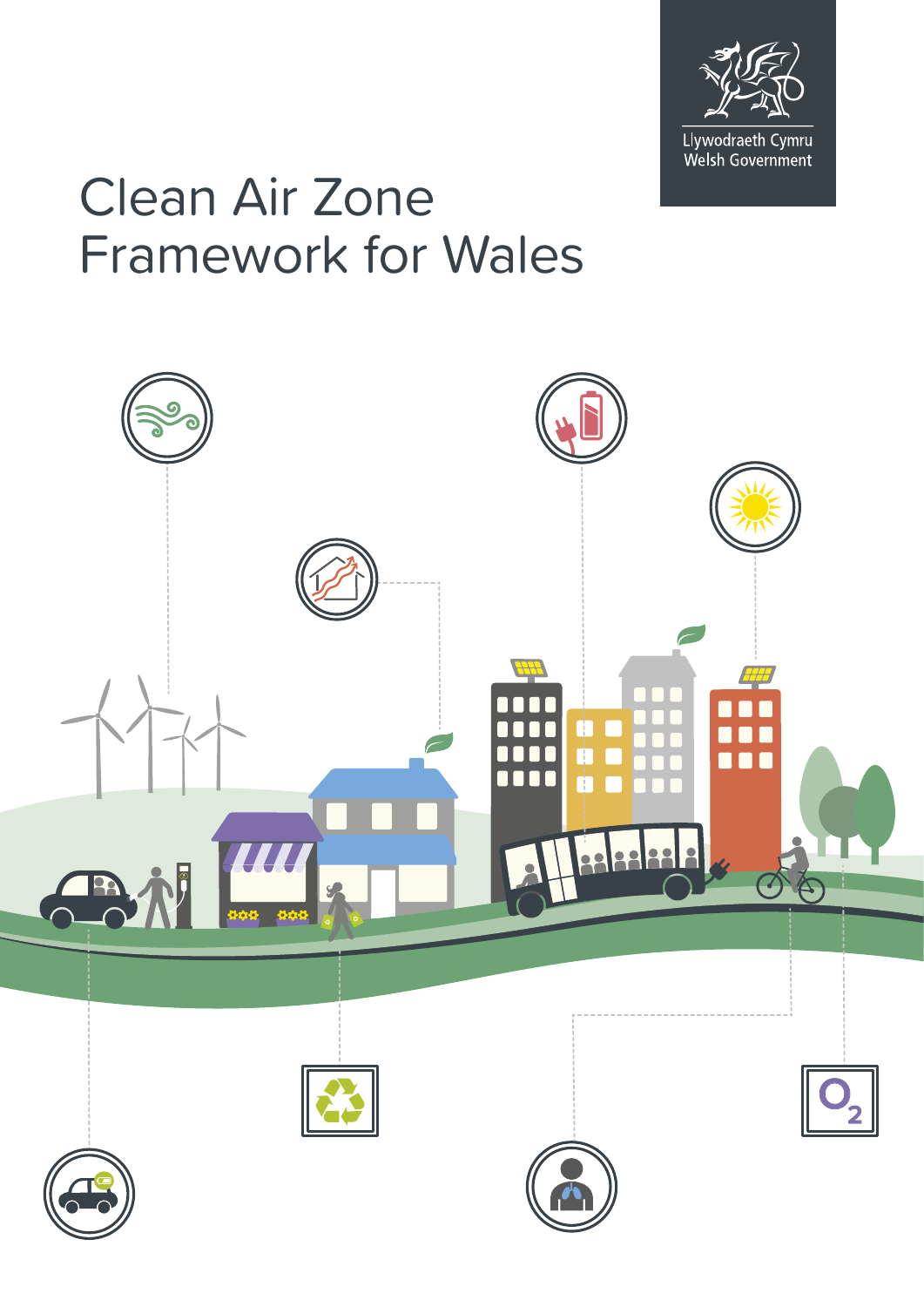Llywodraeth Cymru
Welsh Government

# Clean Air Zone Framework for Wales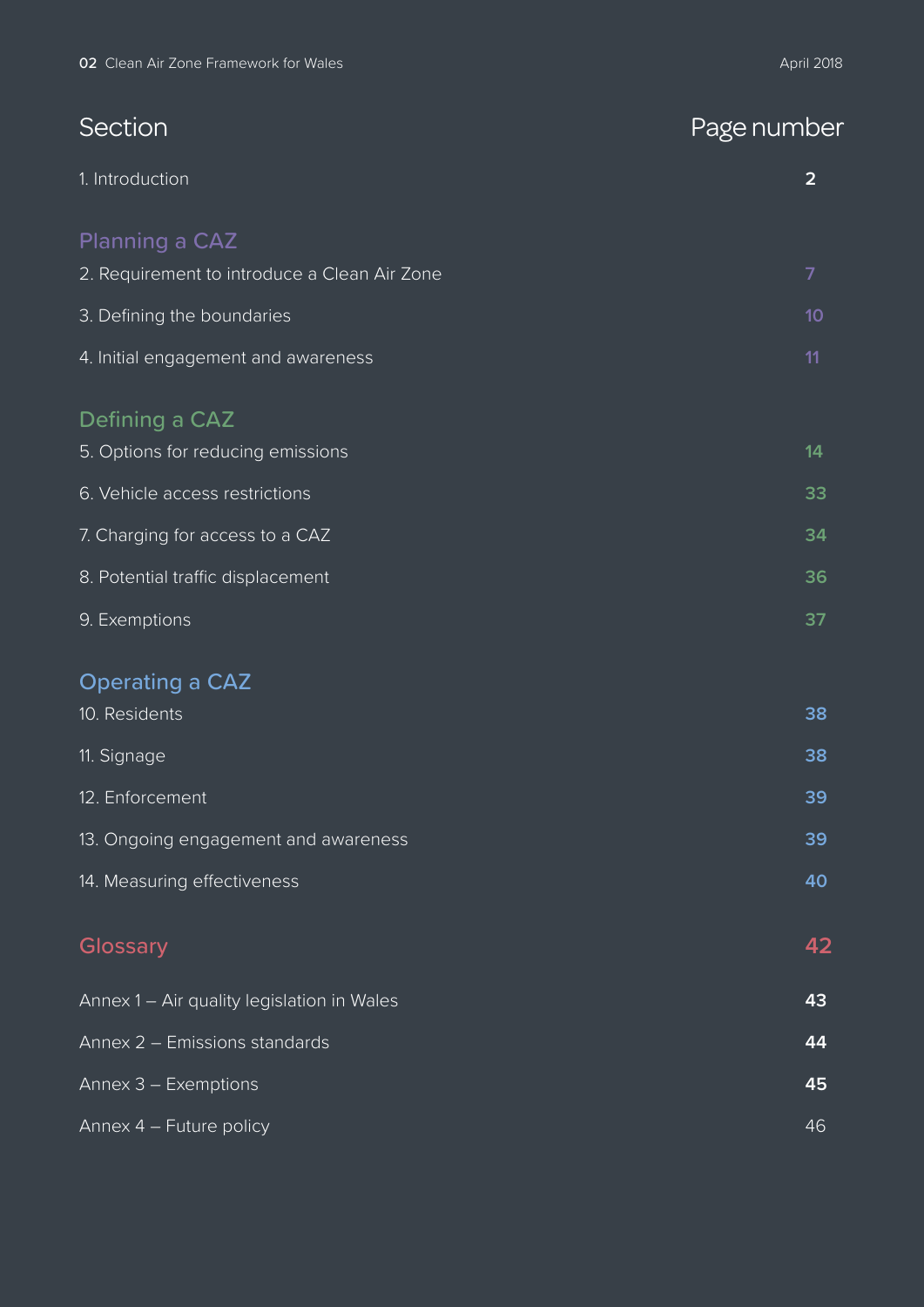| Section | Page number |
|---|---|
| 1. Introduction | 2 |
| **Planning a CAZ** | |
| 2. Requirement to introduce a Clean Air Zone | 7 |
| 3. Defining the boundaries | 10 |
| 4. Initial engagement and awareness | 11 |
| **Defining a CAZ** | |
| 5. Options for reducing emissions | 14 |
| 6. Vehicle access restrictions | 33 |
| 7. Charging for access to a CAZ | 34 |
| 8. Potential traffic displacement | 36 |
| 9. Exemptions | 37 |
| **Operating a CAZ** | |
| 10. Residents | 38 |
| 11. Signage | 38 |
| 12. Enforcement | 39 |
| 13. Ongoing engagement and awareness | 39 |
| 14. Measuring effectiveness | 40 |
| **Glossary** | 42 |
| Annex 1 – Air quality legislation in Wales | 43 |
| Annex 2 – Emissions standards | 44 |
| Annex 3 – Exemptions | 45 |
| Annex 4 – Future policy | 46 |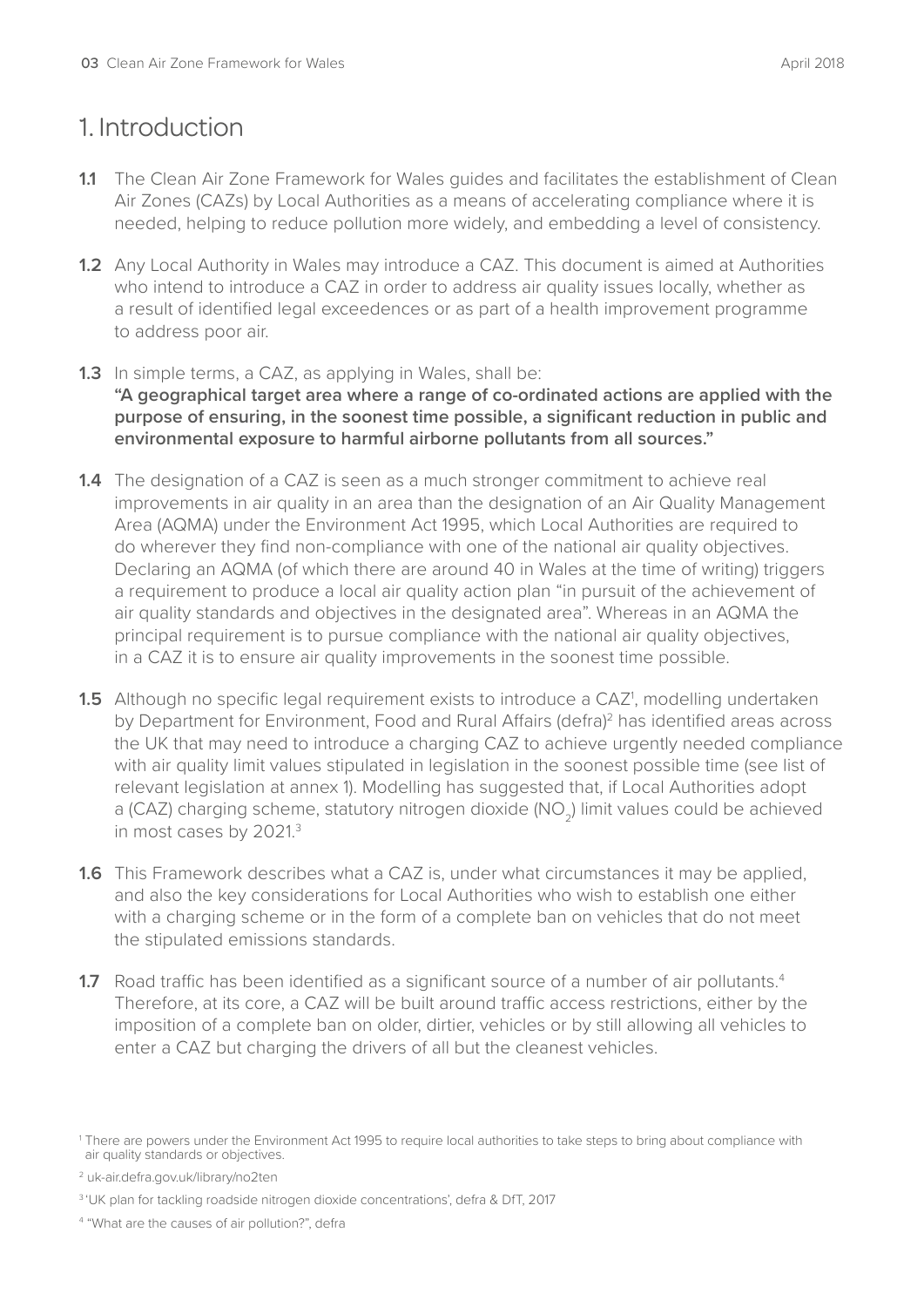# 1. Introduction

**1.1** The Clean Air Zone Framework for Wales guides and facilitates the establishment of Clean Air Zones (CAZs) by Local Authorities as a means of accelerating compliance where it is needed, helping to reduce pollution more widely, and embedding a level of consistency.

**1.2** Any Local Authority in Wales may introduce a CAZ. This document is aimed at Authorities who intend to introduce a CAZ in order to address air quality issues locally, whether as a result of identified legal exceedences or as part of a health improvement programme to address poor air.

**1.3** In simple terms, a CAZ, as applying in Wales, shall be:
**"A geographical target area where a range of co-ordinated actions are applied with the purpose of ensuring, in the soonest time possible, a significant reduction in public and environmental exposure to harmful airborne pollutants from all sources."**

**1.4** The designation of a CAZ is seen as a much stronger commitment to achieve real improvements in air quality in an area than the designation of an Air Quality Management Area (AQMA) under the Environment Act 1995, which Local Authorities are required to do wherever they find non-compliance with one of the national air quality objectives. Declaring an AQMA (of which there are around 40 in Wales at the time of writing) triggers a requirement to produce a local air quality action plan "in pursuit of the achievement of air quality standards and objectives in the designated area". Whereas in an AQMA the principal requirement is to pursue compliance with the national air quality objectives, in a CAZ it is to ensure air quality improvements in the soonest time possible.

**1.5** Although no specific legal requirement exists to introduce a CAZ[1], modelling undertaken by Department for Environment, Food and Rural Affairs (defra)[2] has identified areas across the UK that may need to introduce a charging CAZ to achieve urgently needed compliance with air quality limit values stipulated in legislation in the soonest possible time (see list of relevant legislation at annex 1). Modelling has suggested that, if Local Authorities adopt a (CAZ) charging scheme, statutory nitrogen dioxide ($NO_2$) limit values could be achieved in most cases by 2021.[3]

**1.6** This Framework describes what a CAZ is, under what circumstances it may be applied, and also the key considerations for Local Authorities who wish to establish one either with a charging scheme or in the form of a complete ban on vehicles that do not meet the stipulated emissions standards.

**1.7** Road traffic has been identified as a significant source of a number of air pollutants.[4] Therefore, at its core, a CAZ will be built around traffic access restrictions, either by the imposition of a complete ban on older, dirtier, vehicles or by still allowing all vehicles to enter a CAZ but charging the drivers of all but the cleanest vehicles.

---

[1] There are powers under the Environment Act 1995 to require local authorities to take steps to bring about compliance with air quality standards or objectives.

[2] uk-air.defra.gov.uk/library/no2ten

[3] 'UK plan for tackling roadside nitrogen dioxide concentrations', defra & DfT, 2017

[4] "What are the causes of air pollution?", defra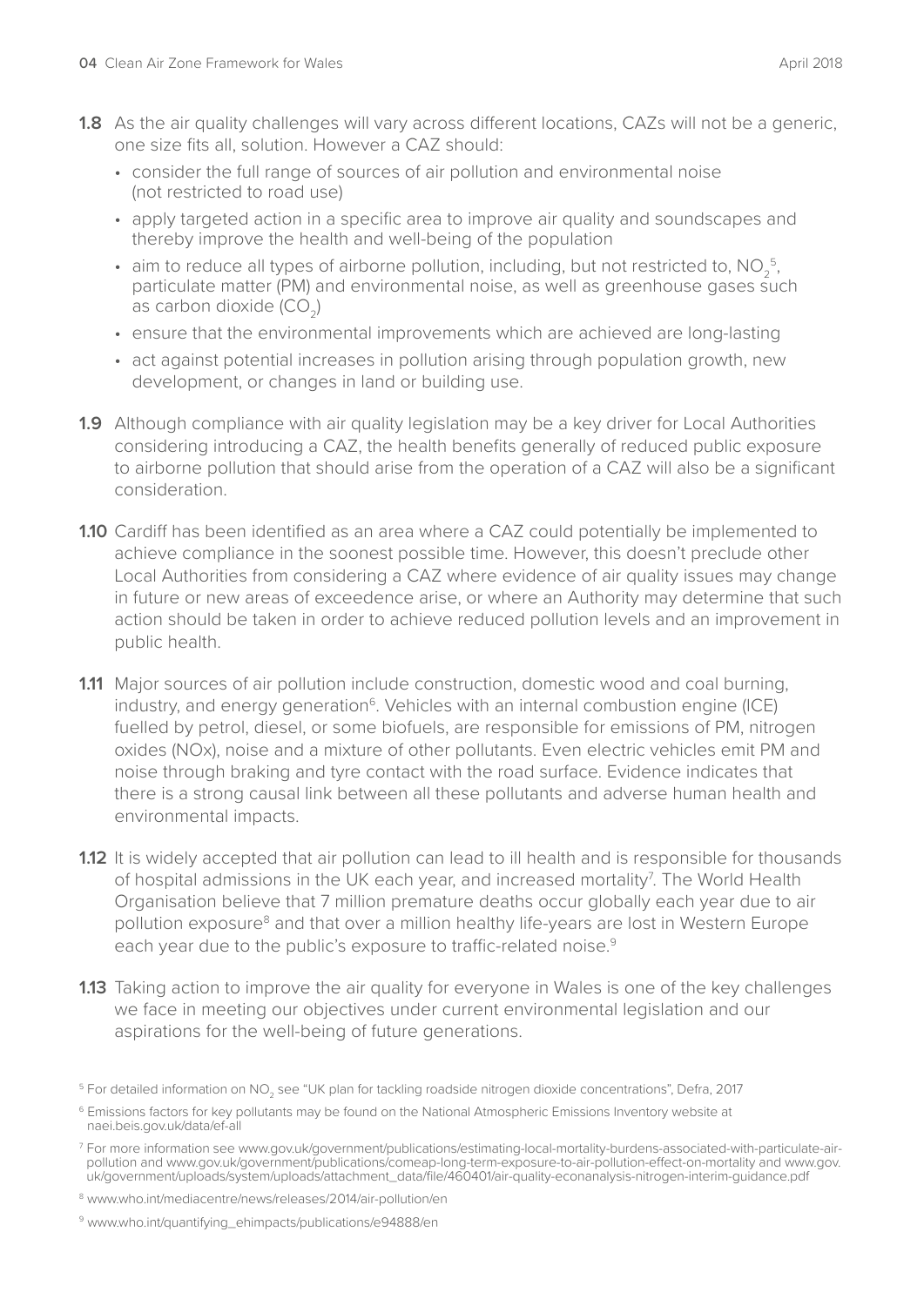**1.8** As the air quality challenges will vary across different locations, CAZs will not be a generic, one size fits all, solution. However a CAZ should:

- consider the full range of sources of air pollution and environmental noise (not restricted to road use)
- apply targeted action in a specific area to improve air quality and soundscapes and thereby improve the health and well-being of the population
- aim to reduce all types of airborne pollution, including, but not restricted to, $NO_2$[5], particulate matter (PM) and environmental noise, as well as greenhouse gases such as carbon dioxide ($CO_2$)
- ensure that the environmental improvements which are achieved are long-lasting
- act against potential increases in pollution arising through population growth, new development, or changes in land or building use.

**1.9** Although compliance with air quality legislation may be a key driver for Local Authorities considering introducing a CAZ, the health benefits generally of reduced public exposure to airborne pollution that should arise from the operation of a CAZ will also be a significant consideration.

**1.10** Cardiff has been identified as an area where a CAZ could potentially be implemented to achieve compliance in the soonest possible time. However, this doesn't preclude other Local Authorities from considering a CAZ where evidence of air quality issues may change in future or new areas of exceedence arise, or where an Authority may determine that such action should be taken in order to achieve reduced pollution levels and an improvement in public health.

**1.11** Major sources of air pollution include construction, domestic wood and coal burning, industry, and energy generation[6]. Vehicles with an internal combustion engine (ICE) fuelled by petrol, diesel, or some biofuels, are responsible for emissions of PM, nitrogen oxides (NOx), noise and a mixture of other pollutants. Even electric vehicles emit PM and noise through braking and tyre contact with the road surface. Evidence indicates that there is a strong causal link between all these pollutants and adverse human health and environmental impacts.

**1.12** It is widely accepted that air pollution can lead to ill health and is responsible for thousands of hospital admissions in the UK each year, and increased mortality[7]. The World Health Organisation believe that 7 million premature deaths occur globally each year due to air pollution exposure[8] and that over a million healthy life-years are lost in Western Europe each year due to the public's exposure to traffic-related noise.[9]

**1.13** Taking action to improve the air quality for everyone in Wales is one of the key challenges we face in meeting our objectives under current environmental legislation and our aspirations for the well-being of future generations.

---

[5] For detailed information on $NO_2$ see "UK plan for tackling roadside nitrogen dioxide concentrations", Defra, 2017

[6] Emissions factors for key pollutants may be found on the National Atmospheric Emissions Inventory website at naei.beis.gov.uk/data/ef-all

[7] For more information see www.gov.uk/government/publications/estimating-local-mortality-burdens-associated-with-particulate-air-pollution and www.gov.uk/government/publications/comeap-long-term-exposure-to-air-pollution-effect-on-mortality and www.gov.uk/government/uploads/system/uploads/attachment_data/file/460401/air-quality-econanalysis-nitrogen-interim-guidance.pdf

[8] www.who.int/mediacentre/news/releases/2014/air-pollution/en

[9] www.who.int/quantifying_ehimpacts/publications/e94888/en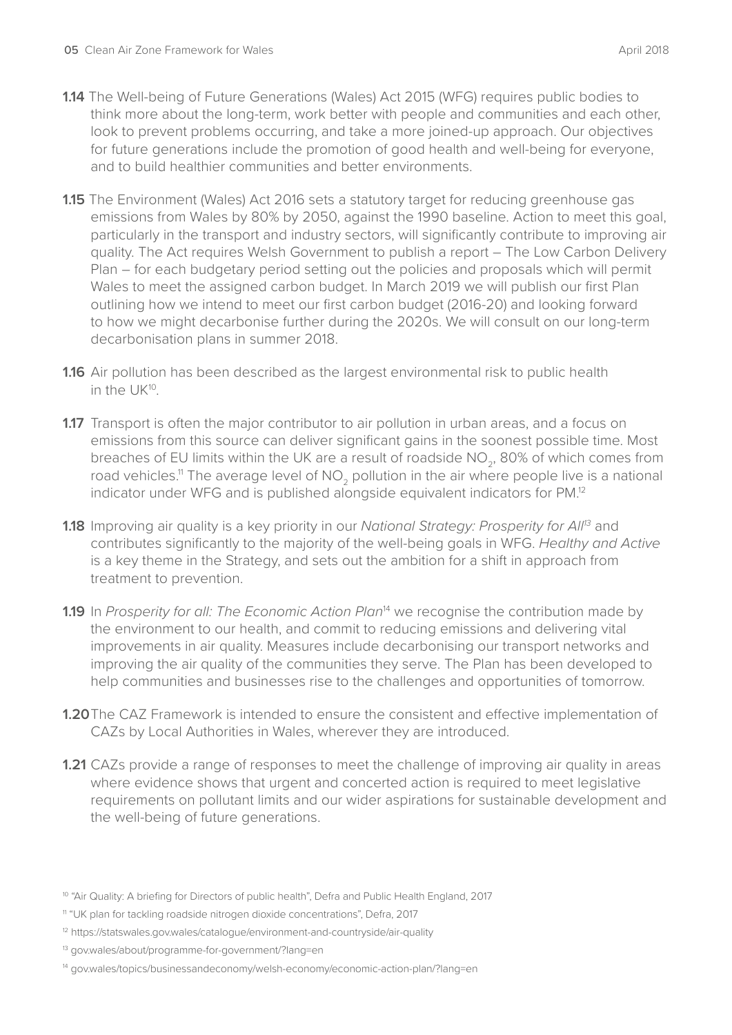**1.14** The Well-being of Future Generations (Wales) Act 2015 (WFG) requires public bodies to think more about the long-term, work better with people and communities and each other, look to prevent problems occurring, and take a more joined-up approach. Our objectives for future generations include the promotion of good health and well-being for everyone, and to build healthier communities and better environments.

**1.15** The Environment (Wales) Act 2016 sets a statutory target for reducing greenhouse gas emissions from Wales by 80% by 2050, against the 1990 baseline. Action to meet this goal, particularly in the transport and industry sectors, will significantly contribute to improving air quality. The Act requires Welsh Government to publish a report – The Low Carbon Delivery Plan – for each budgetary period setting out the policies and proposals which will permit Wales to meet the assigned carbon budget. In March 2019 we will publish our first Plan outlining how we intend to meet our first carbon budget (2016-20) and looking forward to how we might decarbonise further during the 2020s. We will consult on our long-term decarbonisation plans in summer 2018.

**1.16** Air pollution has been described as the largest environmental risk to public health in the UK[10].

**1.17** Transport is often the major contributor to air pollution in urban areas, and a focus on emissions from this source can deliver significant gains in the soonest possible time. Most breaches of EU limits within the UK are a result of roadside $NO_2$, 80% of which comes from road vehicles.[11] The average level of $NO_2$ pollution in the air where people live is a national indicator under WFG and is published alongside equivalent indicators for PM.[12]

**1.18** Improving air quality is a key priority in our *National Strategy: Prosperity for All*[13] and contributes significantly to the majority of the well-being goals in WFG. *Healthy and Active* is a key theme in the Strategy, and sets out the ambition for a shift in approach from treatment to prevention.

**1.19** In *Prosperity for all: The Economic Action Plan*[14] we recognise the contribution made by the environment to our health, and commit to reducing emissions and delivering vital improvements in air quality. Measures include decarbonising our transport networks and improving the air quality of the communities they serve. The Plan has been developed to help communities and businesses rise to the challenges and opportunities of tomorrow.

**1.20** The CAZ Framework is intended to ensure the consistent and effective implementation of CAZs by Local Authorities in Wales, wherever they are introduced.

**1.21** CAZs provide a range of responses to meet the challenge of improving air quality in areas where evidence shows that urgent and concerted action is required to meet legislative requirements on pollutant limits and our wider aspirations for sustainable development and the well-being of future generations.

---

[10] "Air Quality: A briefing for Directors of public health", Defra and Public Health England, 2017

[11] "UK plan for tackling roadside nitrogen dioxide concentrations", Defra, 2017

[12] https://statswales.gov.wales/catalogue/environment-and-countryside/air-quality

[13] gov.wales/about/programme-for-government/?lang=en

[14] gov.wales/topics/businessandeconomy/welsh-economy/economic-action-plan/?lang=en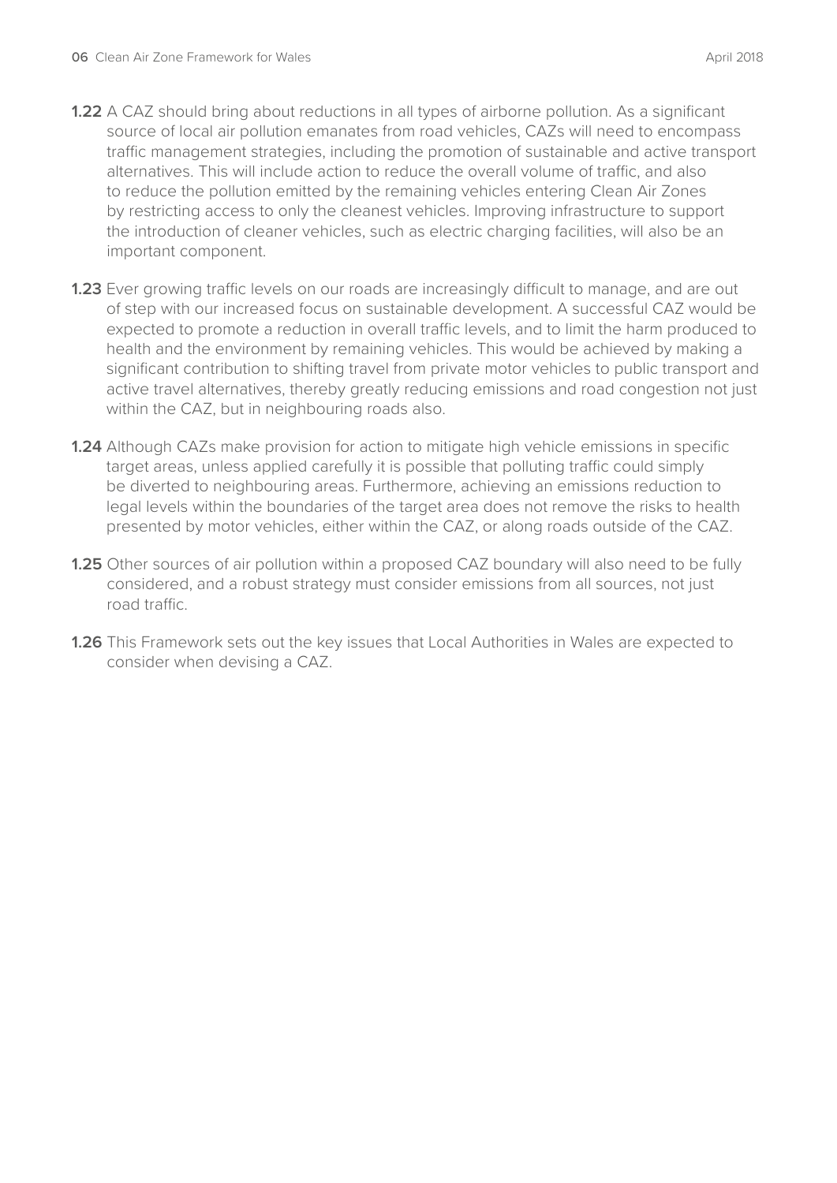**1.22** A CAZ should bring about reductions in all types of airborne pollution. As a significant source of local air pollution emanates from road vehicles, CAZs will need to encompass traffic management strategies, including the promotion of sustainable and active transport alternatives. This will include action to reduce the overall volume of traffic, and also to reduce the pollution emitted by the remaining vehicles entering Clean Air Zones by restricting access to only the cleanest vehicles. Improving infrastructure to support the introduction of cleaner vehicles, such as electric charging facilities, will also be an important component.

**1.23** Ever growing traffic levels on our roads are increasingly difficult to manage, and are out of step with our increased focus on sustainable development. A successful CAZ would be expected to promote a reduction in overall traffic levels, and to limit the harm produced to health and the environment by remaining vehicles. This would be achieved by making a significant contribution to shifting travel from private motor vehicles to public transport and active travel alternatives, thereby greatly reducing emissions and road congestion not just within the CAZ, but in neighbouring roads also.

**1.24** Although CAZs make provision for action to mitigate high vehicle emissions in specific target areas, unless applied carefully it is possible that polluting traffic could simply be diverted to neighbouring areas. Furthermore, achieving an emissions reduction to legal levels within the boundaries of the target area does not remove the risks to health presented by motor vehicles, either within the CAZ, or along roads outside of the CAZ.

**1.25** Other sources of air pollution within a proposed CAZ boundary will also need to be fully considered, and a robust strategy must consider emissions from all sources, not just road traffic.

**1.26** This Framework sets out the key issues that Local Authorities in Wales are expected to consider when devising a CAZ.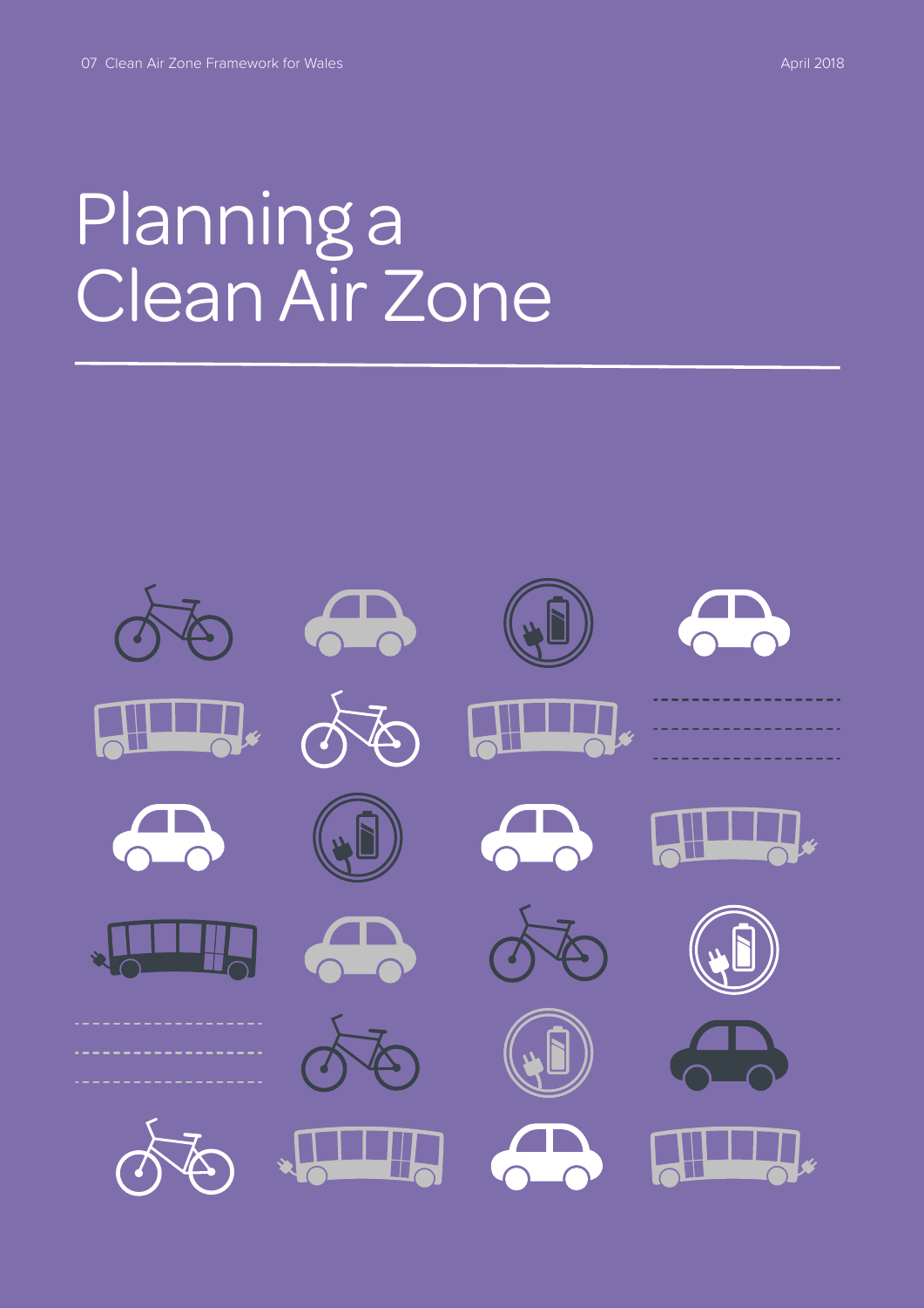# Planning a Clean Air Zone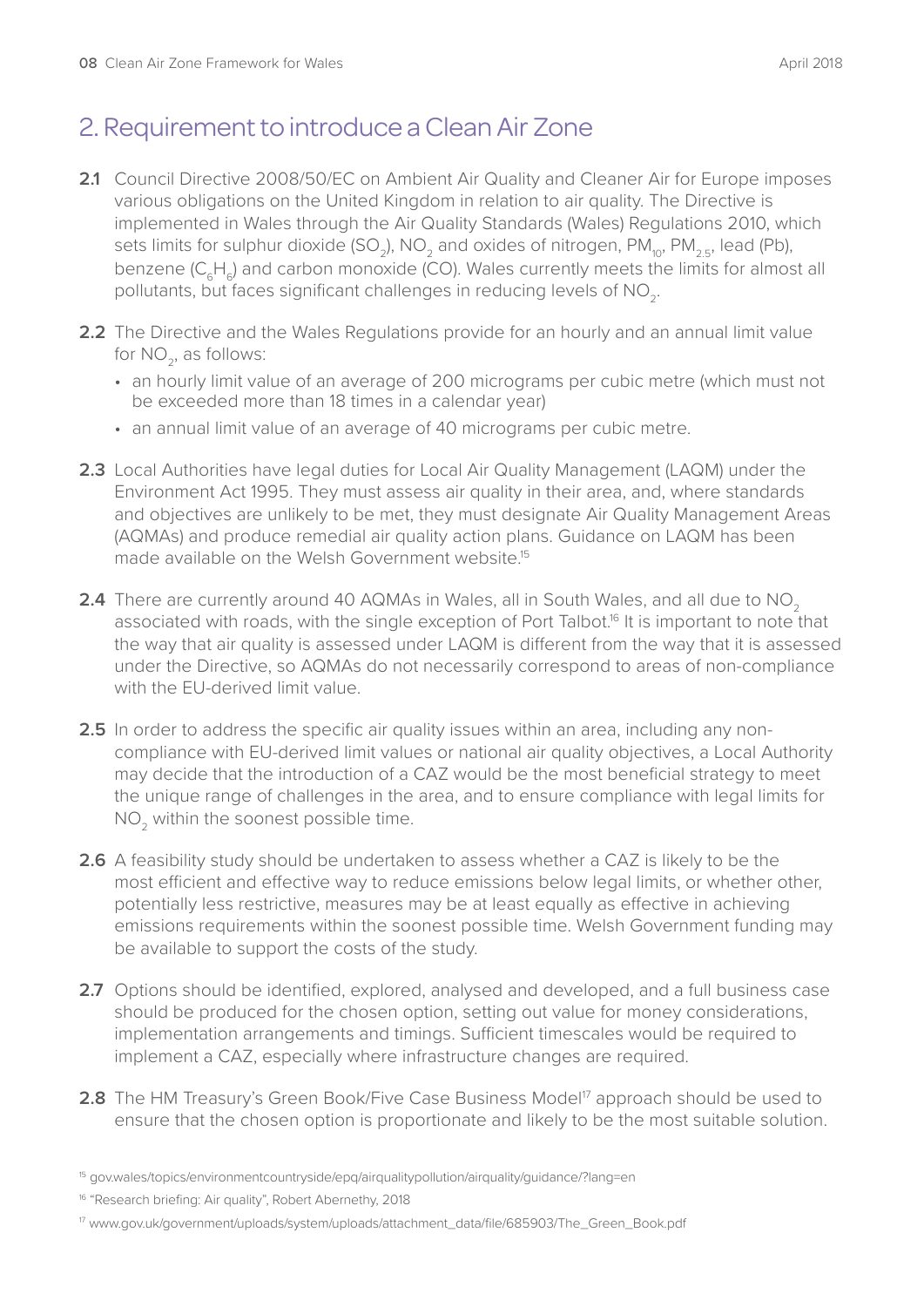## 2. Requirement to introduce a Clean Air Zone

**2.1** Council Directive 2008/50/EC on Ambient Air Quality and Cleaner Air for Europe imposes various obligations on the United Kingdom in relation to air quality. The Directive is implemented in Wales through the Air Quality Standards (Wales) Regulations 2010, which sets limits for sulphur dioxide ($SO_2$), $NO_2$ and oxides of nitrogen, $PM_{10}$, $PM_{2.5}$, lead (Pb), benzene ($C_6H_6$) and carbon monoxide (CO). Wales currently meets the limits for almost all pollutants, but faces significant challenges in reducing levels of $NO_2$.

**2.2** The Directive and the Wales Regulations provide for an hourly and an annual limit value for $NO_2$, as follows:

- an hourly limit value of an average of 200 micrograms per cubic metre (which must not be exceeded more than 18 times in a calendar year)
- an annual limit value of an average of 40 micrograms per cubic metre.

**2.3** Local Authorities have legal duties for Local Air Quality Management (LAQM) under the Environment Act 1995. They must assess air quality in their area, and, where standards and objectives are unlikely to be met, they must designate Air Quality Management Areas (AQMAs) and produce remedial air quality action plans. Guidance on LAQM has been made available on the Welsh Government website.[15]

**2.4** There are currently around 40 AQMAs in Wales, all in South Wales, and all due to $NO_2$ associated with roads, with the single exception of Port Talbot.[16] It is important to note that the way that air quality is assessed under LAQM is different from the way that it is assessed under the Directive, so AQMAs do not necessarily correspond to areas of non-compliance with the EU-derived limit value.

**2.5** In order to address the specific air quality issues within an area, including any non-compliance with EU-derived limit values or national air quality objectives, a Local Authority may decide that the introduction of a CAZ would be the most beneficial strategy to meet the unique range of challenges in the area, and to ensure compliance with legal limits for $NO_2$ within the soonest possible time.

**2.6** A feasibility study should be undertaken to assess whether a CAZ is likely to be the most efficient and effective way to reduce emissions below legal limits, or whether other, potentially less restrictive, measures may be at least equally as effective in achieving emissions requirements within the soonest possible time. Welsh Government funding may be available to support the costs of the study.

**2.7** Options should be identified, explored, analysed and developed, and a full business case should be produced for the chosen option, setting out value for money considerations, implementation arrangements and timings. Sufficient timescales would be required to implement a CAZ, especially where infrastructure changes are required.

**2.8** The HM Treasury's Green Book/Five Case Business Model[17] approach should be used to ensure that the chosen option is proportionate and likely to be the most suitable solution.

---

[15] gov.wales/topics/environmentcountryside/epq/airqualitypollution/airquality/guidance/?lang=en

[16] "Research briefing: Air quality", Robert Abernethy, 2018

[17] www.gov.uk/government/uploads/system/uploads/attachment_data/file/685903/The_Green_Book.pdf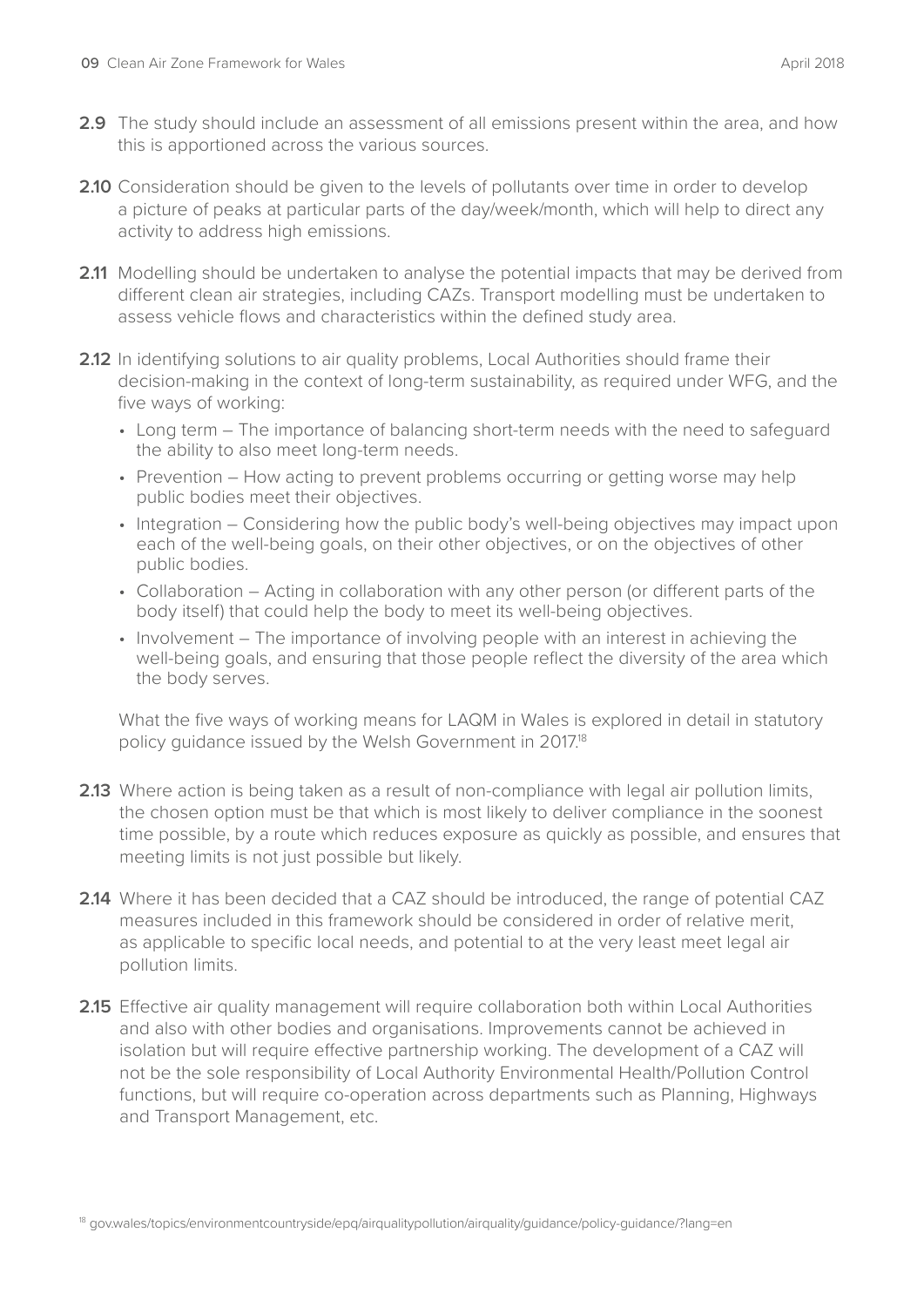**2.9** The study should include an assessment of all emissions present within the area, and how this is apportioned across the various sources.

**2.10** Consideration should be given to the levels of pollutants over time in order to develop a picture of peaks at particular parts of the day/week/month, which will help to direct any activity to address high emissions.

**2.11** Modelling should be undertaken to analyse the potential impacts that may be derived from different clean air strategies, including CAZs. Transport modelling must be undertaken to assess vehicle flows and characteristics within the defined study area.

**2.12** In identifying solutions to air quality problems, Local Authorities should frame their decision-making in the context of long-term sustainability, as required under WFG, and the five ways of working:

- Long term – The importance of balancing short-term needs with the need to safeguard the ability to also meet long-term needs.
- Prevention – How acting to prevent problems occurring or getting worse may help public bodies meet their objectives.
- Integration – Considering how the public body's well-being objectives may impact upon each of the well-being goals, on their other objectives, or on the objectives of other public bodies.
- Collaboration – Acting in collaboration with any other person (or different parts of the body itself) that could help the body to meet its well-being objectives.
- Involvement – The importance of involving people with an interest in achieving the well-being goals, and ensuring that those people reflect the diversity of the area which the body serves.

What the five ways of working means for LAQM in Wales is explored in detail in statutory policy guidance issued by the Welsh Government in 2017.[18]

**2.13** Where action is being taken as a result of non-compliance with legal air pollution limits, the chosen option must be that which is most likely to deliver compliance in the soonest time possible, by a route which reduces exposure as quickly as possible, and ensures that meeting limits is not just possible but likely.

**2.14** Where it has been decided that a CAZ should be introduced, the range of potential CAZ measures included in this framework should be considered in order of relative merit, as applicable to specific local needs, and potential to at the very least meet legal air pollution limits.

**2.15** Effective air quality management will require collaboration both within Local Authorities and also with other bodies and organisations. Improvements cannot be achieved in isolation but will require effective partnership working. The development of a CAZ will not be the sole responsibility of Local Authority Environmental Health/Pollution Control functions, but will require co-operation across departments such as Planning, Highways and Transport Management, etc.

[18] gov.wales/topics/environmentcountryside/epq/airqualitypollution/airquality/guidance/policy-guidance/?lang=en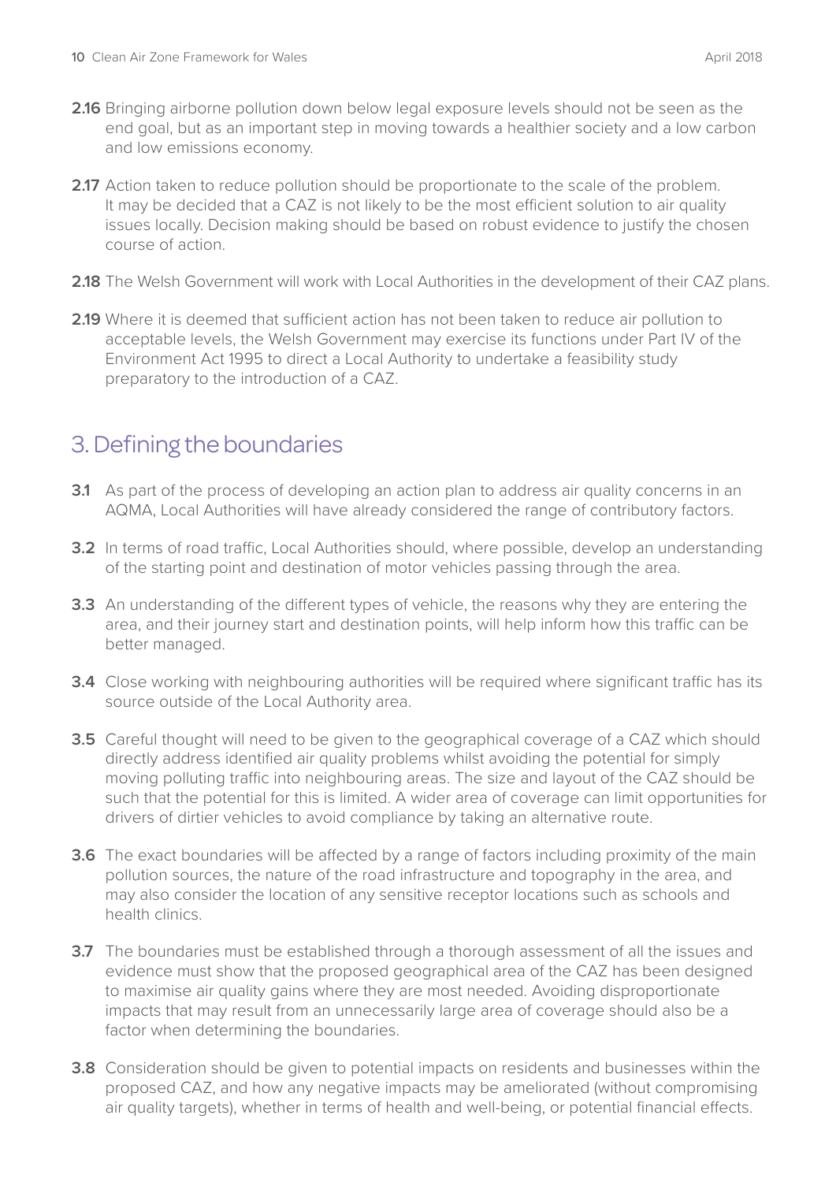**2.16** Bringing airborne pollution down below legal exposure levels should not be seen as the end goal, but as an important step in moving towards a healthier society and a low carbon and low emissions economy.

**2.17** Action taken to reduce pollution should be proportionate to the scale of the problem. It may be decided that a CAZ is not likely to be the most efficient solution to air quality issues locally. Decision making should be based on robust evidence to justify the chosen course of action.

**2.18** The Welsh Government will work with Local Authorities in the development of their CAZ plans.

**2.19** Where it is deemed that sufficient action has not been taken to reduce air pollution to acceptable levels, the Welsh Government may exercise its functions under Part IV of the Environment Act 1995 to direct a Local Authority to undertake a feasibility study preparatory to the introduction of a CAZ.

## 3. Defining the boundaries

**3.1** As part of the process of developing an action plan to address air quality concerns in an AQMA, Local Authorities will have already considered the range of contributory factors.

**3.2** In terms of road traffic, Local Authorities should, where possible, develop an understanding of the starting point and destination of motor vehicles passing through the area.

**3.3** An understanding of the different types of vehicle, the reasons why they are entering the area, and their journey start and destination points, will help inform how this traffic can be better managed.

**3.4** Close working with neighbouring authorities will be required where significant traffic has its source outside of the Local Authority area.

**3.5** Careful thought will need to be given to the geographical coverage of a CAZ which should directly address identified air quality problems whilst avoiding the potential for simply moving polluting traffic into neighbouring areas. The size and layout of the CAZ should be such that the potential for this is limited. A wider area of coverage can limit opportunities for drivers of dirtier vehicles to avoid compliance by taking an alternative route.

**3.6** The exact boundaries will be affected by a range of factors including proximity of the main pollution sources, the nature of the road infrastructure and topography in the area, and may also consider the location of any sensitive receptor locations such as schools and health clinics.

**3.7** The boundaries must be established through a thorough assessment of all the issues and evidence must show that the proposed geographical area of the CAZ has been designed to maximise air quality gains where they are most needed. Avoiding disproportionate impacts that may result from an unnecessarily large area of coverage should also be a factor when determining the boundaries.

**3.8** Consideration should be given to potential impacts on residents and businesses within the proposed CAZ, and how any negative impacts may be ameliorated (without compromising air quality targets), whether in terms of health and well-being, or potential financial effects.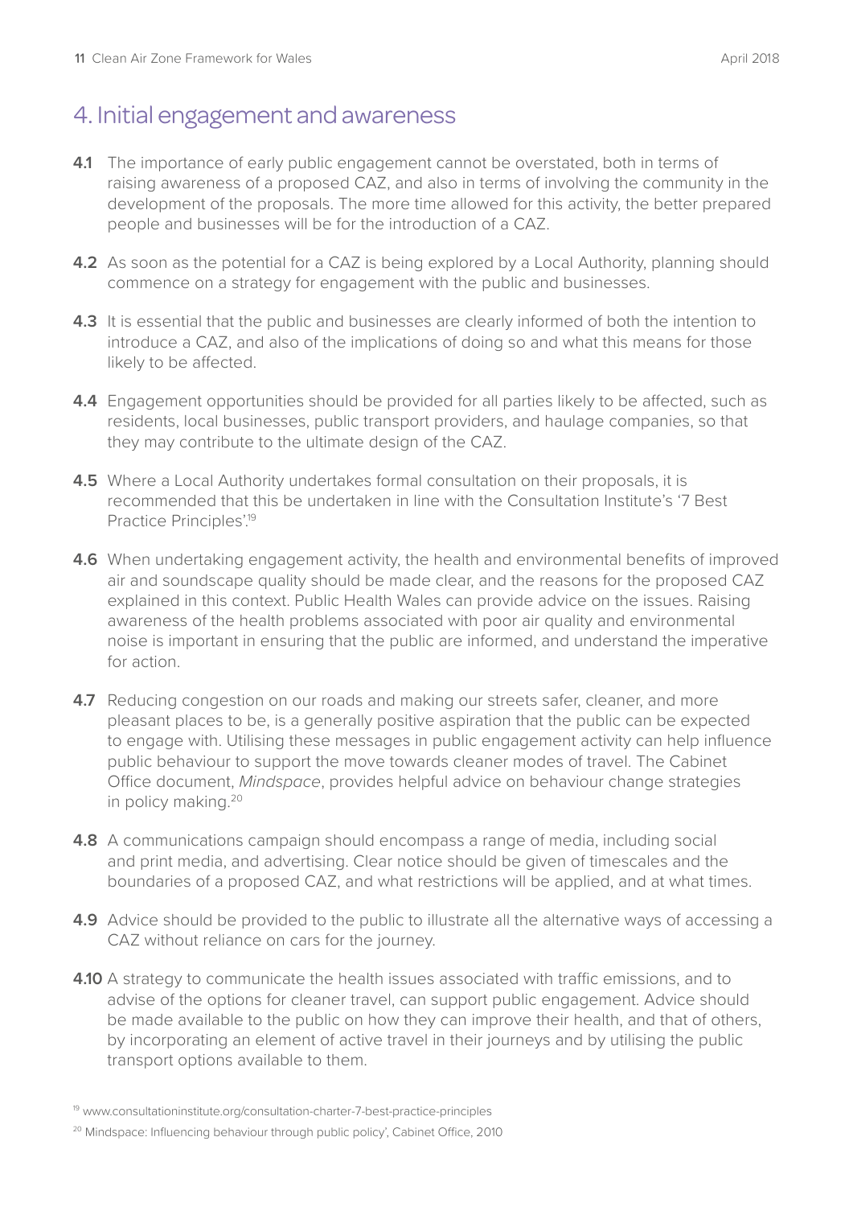## 4. Initial engagement and awareness

**4.1** The importance of early public engagement cannot be overstated, both in terms of raising awareness of a proposed CAZ, and also in terms of involving the community in the development of the proposals. The more time allowed for this activity, the better prepared people and businesses will be for the introduction of a CAZ.

**4.2** As soon as the potential for a CAZ is being explored by a Local Authority, planning should commence on a strategy for engagement with the public and businesses.

**4.3** It is essential that the public and businesses are clearly informed of both the intention to introduce a CAZ, and also of the implications of doing so and what this means for those likely to be affected.

**4.4** Engagement opportunities should be provided for all parties likely to be affected, such as residents, local businesses, public transport providers, and haulage companies, so that they may contribute to the ultimate design of the CAZ.

**4.5** Where a Local Authority undertakes formal consultation on their proposals, it is recommended that this be undertaken in line with the Consultation Institute's '7 Best Practice Principles'.[19]

**4.6** When undertaking engagement activity, the health and environmental benefits of improved air and soundscape quality should be made clear, and the reasons for the proposed CAZ explained in this context. Public Health Wales can provide advice on the issues. Raising awareness of the health problems associated with poor air quality and environmental noise is important in ensuring that the public are informed, and understand the imperative for action.

**4.7** Reducing congestion on our roads and making our streets safer, cleaner, and more pleasant places to be, is a generally positive aspiration that the public can be expected to engage with. Utilising these messages in public engagement activity can help influence public behaviour to support the move towards cleaner modes of travel. The Cabinet Office document, *Mindspace*, provides helpful advice on behaviour change strategies in policy making.[20]

**4.8** A communications campaign should encompass a range of media, including social and print media, and advertising. Clear notice should be given of timescales and the boundaries of a proposed CAZ, and what restrictions will be applied, and at what times.

**4.9** Advice should be provided to the public to illustrate all the alternative ways of accessing a CAZ without reliance on cars for the journey.

**4.10** A strategy to communicate the health issues associated with traffic emissions, and to advise of the options for cleaner travel, can support public engagement. Advice should be made available to the public on how they can improve their health, and that of others, by incorporating an element of active travel in their journeys and by utilising the public transport options available to them.

[19] www.consultationinstitute.org/consultation-charter-7-best-practice-principles

[20] Mindspace: Influencing behaviour through public policy', Cabinet Office, 2010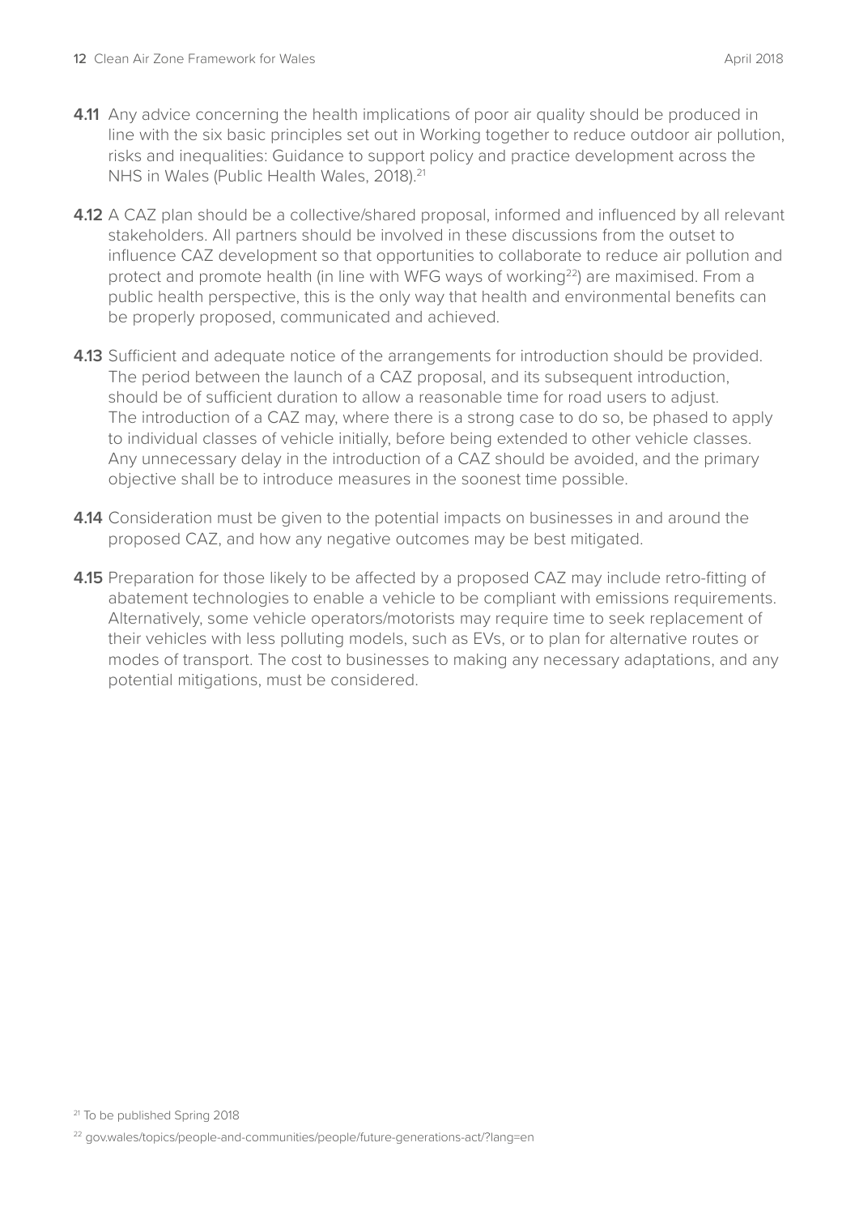**4.11** Any advice concerning the health implications of poor air quality should be produced in line with the six basic principles set out in Working together to reduce outdoor air pollution, risks and inequalities: Guidance to support policy and practice development across the NHS in Wales (Public Health Wales, 2018).[21]

**4.12** A CAZ plan should be a collective/shared proposal, informed and influenced by all relevant stakeholders. All partners should be involved in these discussions from the outset to influence CAZ development so that opportunities to collaborate to reduce air pollution and protect and promote health (in line with WFG ways of working[22]) are maximised. From a public health perspective, this is the only way that health and environmental benefits can be properly proposed, communicated and achieved.

**4.13** Sufficient and adequate notice of the arrangements for introduction should be provided. The period between the launch of a CAZ proposal, and its subsequent introduction, should be of sufficient duration to allow a reasonable time for road users to adjust. The introduction of a CAZ may, where there is a strong case to do so, be phased to apply to individual classes of vehicle initially, before being extended to other vehicle classes. Any unnecessary delay in the introduction of a CAZ should be avoided, and the primary objective shall be to introduce measures in the soonest time possible.

**4.14** Consideration must be given to the potential impacts on businesses in and around the proposed CAZ, and how any negative outcomes may be best mitigated.

**4.15** Preparation for those likely to be affected by a proposed CAZ may include retro-fitting of abatement technologies to enable a vehicle to be compliant with emissions requirements. Alternatively, some vehicle operators/motorists may require time to seek replacement of their vehicles with less polluting models, such as EVs, or to plan for alternative routes or modes of transport. The cost to businesses to making any necessary adaptations, and any potential mitigations, must be considered.

[21] To be published Spring 2018

[22] gov.wales/topics/people-and-communities/people/future-generations-act/?lang=en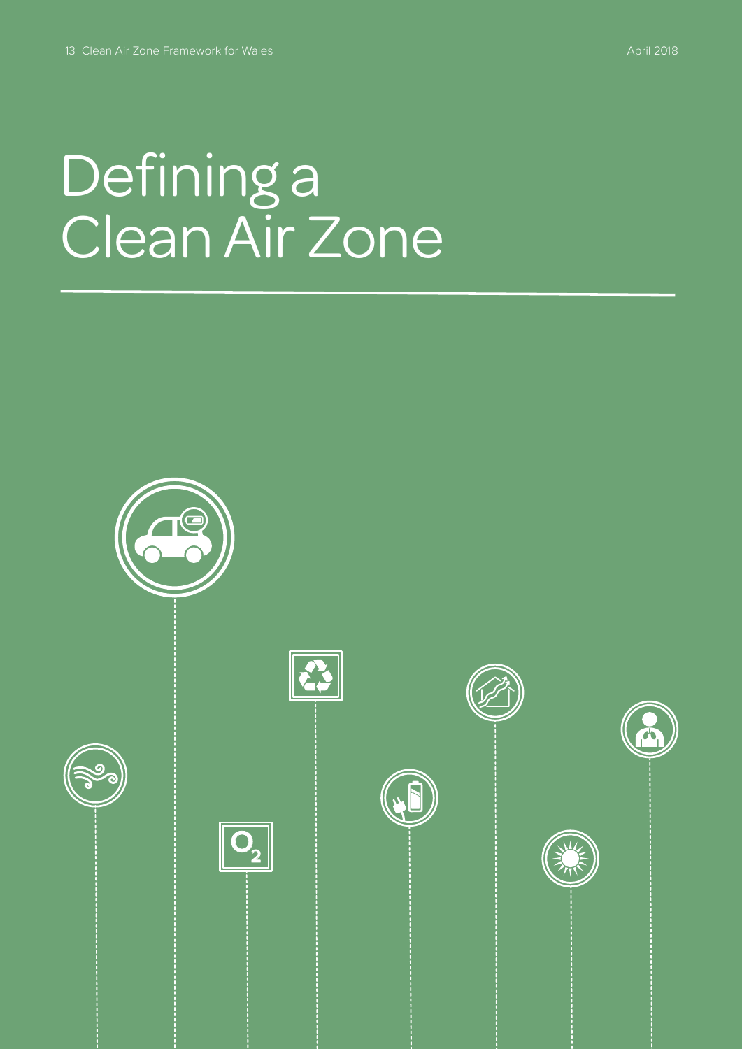# Defining a Clean Air Zone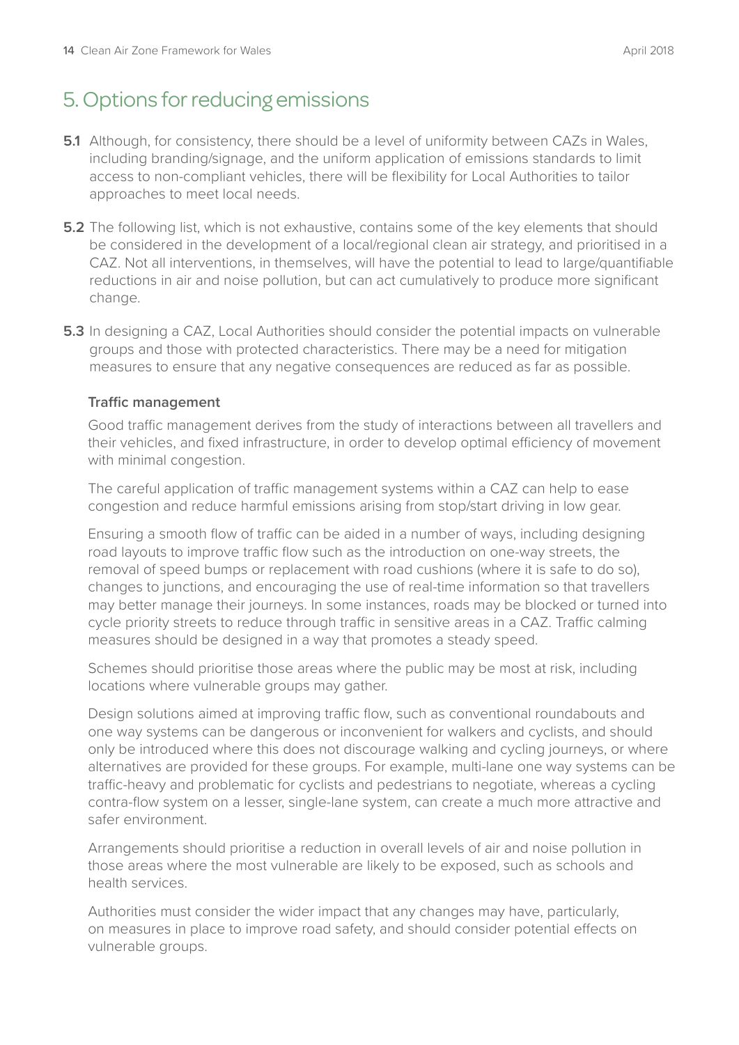## 5. Options for reducing emissions

**5.1** Although, for consistency, there should be a level of uniformity between CAZs in Wales, including branding/signage, and the uniform application of emissions standards to limit access to non-compliant vehicles, there will be flexibility for Local Authorities to tailor approaches to meet local needs.

**5.2** The following list, which is not exhaustive, contains some of the key elements that should be considered in the development of a local/regional clean air strategy, and prioritised in a CAZ. Not all interventions, in themselves, will have the potential to lead to large/quantifiable reductions in air and noise pollution, but can act cumulatively to produce more significant change.

**5.3** In designing a CAZ, Local Authorities should consider the potential impacts on vulnerable groups and those with protected characteristics. There may be a need for mitigation measures to ensure that any negative consequences are reduced as far as possible.

**Traffic management**

Good traffic management derives from the study of interactions between all travellers and their vehicles, and fixed infrastructure, in order to develop optimal efficiency of movement with minimal congestion.

The careful application of traffic management systems within a CAZ can help to ease congestion and reduce harmful emissions arising from stop/start driving in low gear.

Ensuring a smooth flow of traffic can be aided in a number of ways, including designing road layouts to improve traffic flow such as the introduction on one-way streets, the removal of speed bumps or replacement with road cushions (where it is safe to do so), changes to junctions, and encouraging the use of real-time information so that travellers may better manage their journeys. In some instances, roads may be blocked or turned into cycle priority streets to reduce through traffic in sensitive areas in a CAZ. Traffic calming measures should be designed in a way that promotes a steady speed.

Schemes should prioritise those areas where the public may be most at risk, including locations where vulnerable groups may gather.

Design solutions aimed at improving traffic flow, such as conventional roundabouts and one way systems can be dangerous or inconvenient for walkers and cyclists, and should only be introduced where this does not discourage walking and cycling journeys, or where alternatives are provided for these groups. For example, multi-lane one way systems can be traffic-heavy and problematic for cyclists and pedestrians to negotiate, whereas a cycling contra-flow system on a lesser, single-lane system, can create a much more attractive and safer environment.

Arrangements should prioritise a reduction in overall levels of air and noise pollution in those areas where the most vulnerable are likely to be exposed, such as schools and health services.

Authorities must consider the wider impact that any changes may have, particularly, on measures in place to improve road safety, and should consider potential effects on vulnerable groups.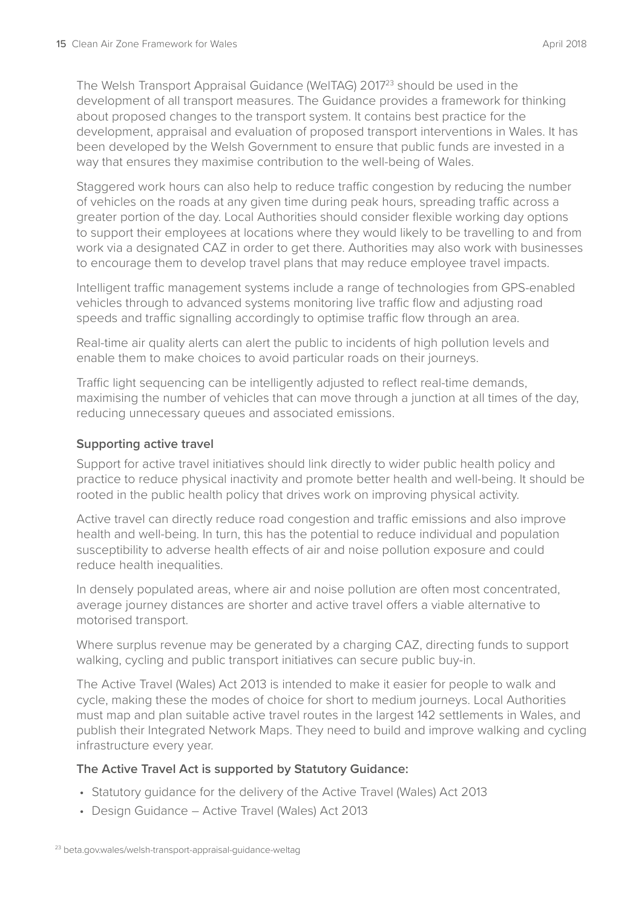The Welsh Transport Appraisal Guidance (WelTAG) 2017[23] should be used in the development of all transport measures. The Guidance provides a framework for thinking about proposed changes to the transport system. It contains best practice for the development, appraisal and evaluation of proposed transport interventions in Wales. It has been developed by the Welsh Government to ensure that public funds are invested in a way that ensures they maximise contribution to the well-being of Wales.

Staggered work hours can also help to reduce traffic congestion by reducing the number of vehicles on the roads at any given time during peak hours, spreading traffic across a greater portion of the day. Local Authorities should consider flexible working day options to support their employees at locations where they would likely to be travelling to and from work via a designated CAZ in order to get there. Authorities may also work with businesses to encourage them to develop travel plans that may reduce employee travel impacts.

Intelligent traffic management systems include a range of technologies from GPS-enabled vehicles through to advanced systems monitoring live traffic flow and adjusting road speeds and traffic signalling accordingly to optimise traffic flow through an area.

Real-time air quality alerts can alert the public to incidents of high pollution levels and enable them to make choices to avoid particular roads on their journeys.

Traffic light sequencing can be intelligently adjusted to reflect real-time demands, maximising the number of vehicles that can move through a junction at all times of the day, reducing unnecessary queues and associated emissions.

### Supporting active travel

Support for active travel initiatives should link directly to wider public health policy and practice to reduce physical inactivity and promote better health and well-being. It should be rooted in the public health policy that drives work on improving physical activity.

Active travel can directly reduce road congestion and traffic emissions and also improve health and well-being. In turn, this has the potential to reduce individual and population susceptibility to adverse health effects of air and noise pollution exposure and could reduce health inequalities.

In densely populated areas, where air and noise pollution are often most concentrated, average journey distances are shorter and active travel offers a viable alternative to motorised transport.

Where surplus revenue may be generated by a charging CAZ, directing funds to support walking, cycling and public transport initiatives can secure public buy-in.

The Active Travel (Wales) Act 2013 is intended to make it easier for people to walk and cycle, making these the modes of choice for short to medium journeys. Local Authorities must map and plan suitable active travel routes in the largest 142 settlements in Wales, and publish their Integrated Network Maps. They need to build and improve walking and cycling infrastructure every year.

### The Active Travel Act is supported by Statutory Guidance:

- Statutory guidance for the delivery of the Active Travel (Wales) Act 2013
- Design Guidance – Active Travel (Wales) Act 2013

[23] beta.gov.wales/welsh-transport-appraisal-guidance-weltag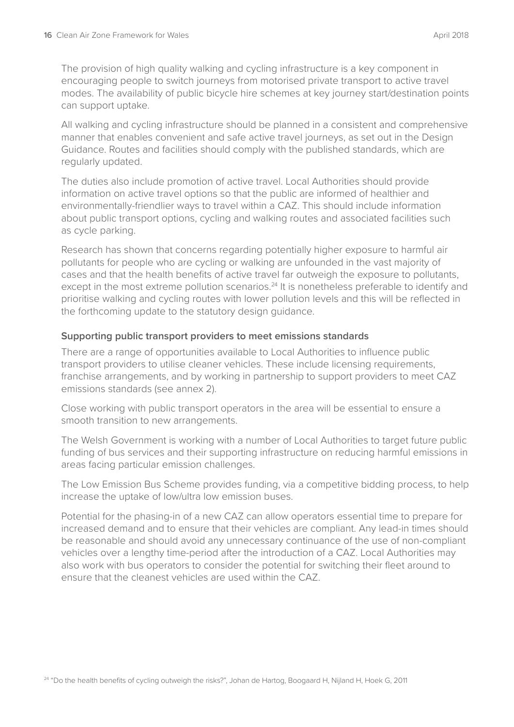The provision of high quality walking and cycling infrastructure is a key component in encouraging people to switch journeys from motorised private transport to active travel modes. The availability of public bicycle hire schemes at key journey start/destination points can support uptake.

All walking and cycling infrastructure should be planned in a consistent and comprehensive manner that enables convenient and safe active travel journeys, as set out in the Design Guidance. Routes and facilities should comply with the published standards, which are regularly updated.

The duties also include promotion of active travel. Local Authorities should provide information on active travel options so that the public are informed of healthier and environmentally-friendlier ways to travel within a CAZ. This should include information about public transport options, cycling and walking routes and associated facilities such as cycle parking.

Research has shown that concerns regarding potentially higher exposure to harmful air pollutants for people who are cycling or walking are unfounded in the vast majority of cases and that the health benefits of active travel far outweigh the exposure to pollutants, except in the most extreme pollution scenarios.[24] It is nonetheless preferable to identify and prioritise walking and cycling routes with lower pollution levels and this will be reflected in the forthcoming update to the statutory design guidance.

### Supporting public transport providers to meet emissions standards

There are a range of opportunities available to Local Authorities to influence public transport providers to utilise cleaner vehicles. These include licensing requirements, franchise arrangements, and by working in partnership to support providers to meet CAZ emissions standards (see annex 2).

Close working with public transport operators in the area will be essential to ensure a smooth transition to new arrangements.

The Welsh Government is working with a number of Local Authorities to target future public funding of bus services and their supporting infrastructure on reducing harmful emissions in areas facing particular emission challenges.

The Low Emission Bus Scheme provides funding, via a competitive bidding process, to help increase the uptake of low/ultra low emission buses.

Potential for the phasing-in of a new CAZ can allow operators essential time to prepare for increased demand and to ensure that their vehicles are compliant. Any lead-in times should be reasonable and should avoid any unnecessary continuance of the use of non-compliant vehicles over a lengthy time-period after the introduction of a CAZ. Local Authorities may also work with bus operators to consider the potential for switching their fleet around to ensure that the cleanest vehicles are used within the CAZ.

[24] "Do the health benefits of cycling outweigh the risks?", Johan de Hartog, Boogaard H, Nijland H, Hoek G, 2011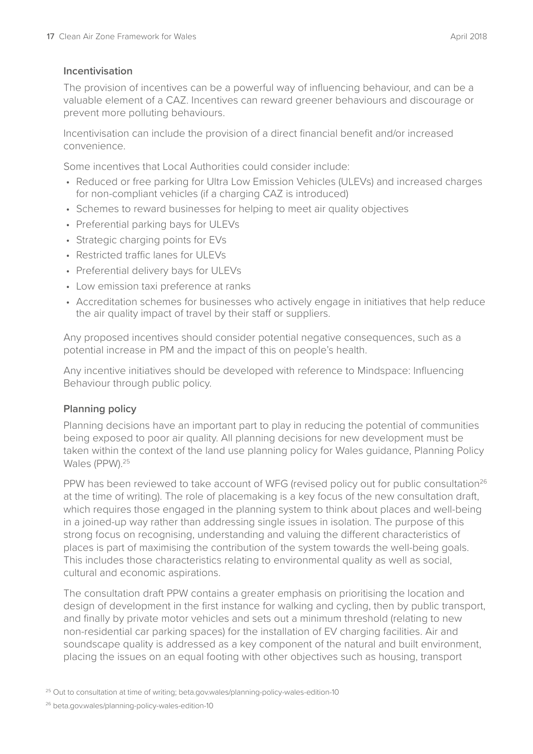### Incentivisation

The provision of incentives can be a powerful way of influencing behaviour, and can be a valuable element of a CAZ. Incentives can reward greener behaviours and discourage or prevent more polluting behaviours.

Incentivisation can include the provision of a direct financial benefit and/or increased convenience.

Some incentives that Local Authorities could consider include:

- Reduced or free parking for Ultra Low Emission Vehicles (ULEVs) and increased charges for non-compliant vehicles (if a charging CAZ is introduced)
- Schemes to reward businesses for helping to meet air quality objectives
- Preferential parking bays for ULEVs
- Strategic charging points for EVs
- Restricted traffic lanes for ULEVs
- Preferential delivery bays for ULEVs
- Low emission taxi preference at ranks
- Accreditation schemes for businesses who actively engage in initiatives that help reduce the air quality impact of travel by their staff or suppliers.

Any proposed incentives should consider potential negative consequences, such as a potential increase in PM and the impact of this on people's health.

Any incentive initiatives should be developed with reference to Mindspace: Influencing Behaviour through public policy.

### Planning policy

Planning decisions have an important part to play in reducing the potential of communities being exposed to poor air quality. All planning decisions for new development must be taken within the context of the land use planning policy for Wales guidance, Planning Policy Wales (PPW).[25]

PPW has been reviewed to take account of WFG (revised policy out for public consultation[26] at the time of writing). The role of placemaking is a key focus of the new consultation draft, which requires those engaged in the planning system to think about places and well-being in a joined-up way rather than addressing single issues in isolation. The purpose of this strong focus on recognising, understanding and valuing the different characteristics of places is part of maximising the contribution of the system towards the well-being goals. This includes those characteristics relating to environmental quality as well as social, cultural and economic aspirations.

The consultation draft PPW contains a greater emphasis on prioritising the location and design of development in the first instance for walking and cycling, then by public transport, and finally by private motor vehicles and sets out a minimum threshold (relating to new non-residential car parking spaces) for the installation of EV charging facilities. Air and soundscape quality is addressed as a key component of the natural and built environment, placing the issues on an equal footing with other objectives such as housing, transport

[25] Out to consultation at time of writing; beta.gov.wales/planning-policy-wales-edition-10

[26] beta.gov.wales/planning-policy-wales-edition-10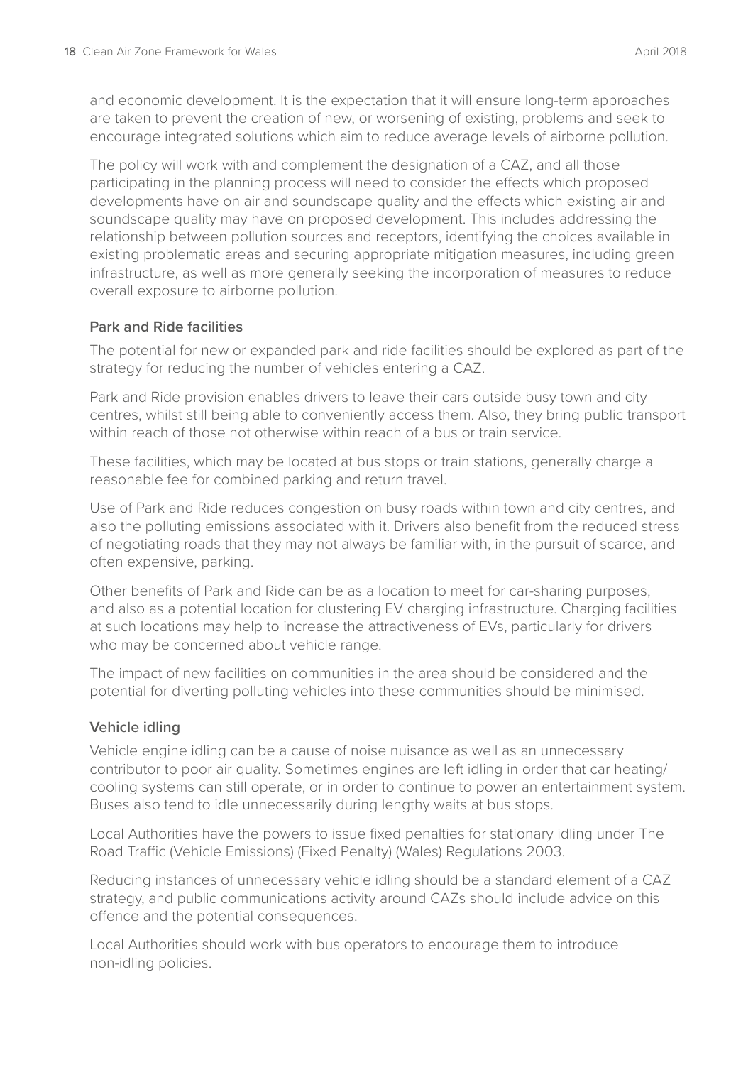and economic development. It is the expectation that it will ensure long-term approaches are taken to prevent the creation of new, or worsening of existing, problems and seek to encourage integrated solutions which aim to reduce average levels of airborne pollution.

The policy will work with and complement the designation of a CAZ, and all those participating in the planning process will need to consider the effects which proposed developments have on air and soundscape quality and the effects which existing air and soundscape quality may have on proposed development. This includes addressing the relationship between pollution sources and receptors, identifying the choices available in existing problematic areas and securing appropriate mitigation measures, including green infrastructure, as well as more generally seeking the incorporation of measures to reduce overall exposure to airborne pollution.

### Park and Ride facilities

The potential for new or expanded park and ride facilities should be explored as part of the strategy for reducing the number of vehicles entering a CAZ.

Park and Ride provision enables drivers to leave their cars outside busy town and city centres, whilst still being able to conveniently access them. Also, they bring public transport within reach of those not otherwise within reach of a bus or train service.

These facilities, which may be located at bus stops or train stations, generally charge a reasonable fee for combined parking and return travel.

Use of Park and Ride reduces congestion on busy roads within town and city centres, and also the polluting emissions associated with it. Drivers also benefit from the reduced stress of negotiating roads that they may not always be familiar with, in the pursuit of scarce, and often expensive, parking.

Other benefits of Park and Ride can be as a location to meet for car-sharing purposes, and also as a potential location for clustering EV charging infrastructure. Charging facilities at such locations may help to increase the attractiveness of EVs, particularly for drivers who may be concerned about vehicle range.

The impact of new facilities on communities in the area should be considered and the potential for diverting polluting vehicles into these communities should be minimised.

### Vehicle idling

Vehicle engine idling can be a cause of noise nuisance as well as an unnecessary contributor to poor air quality. Sometimes engines are left idling in order that car heating/cooling systems can still operate, or in order to continue to power an entertainment system. Buses also tend to idle unnecessarily during lengthy waits at bus stops.

Local Authorities have the powers to issue fixed penalties for stationary idling under The Road Traffic (Vehicle Emissions) (Fixed Penalty) (Wales) Regulations 2003.

Reducing instances of unnecessary vehicle idling should be a standard element of a CAZ strategy, and public communications activity around CAZs should include advice on this offence and the potential consequences.

Local Authorities should work with bus operators to encourage them to introduce non-idling policies.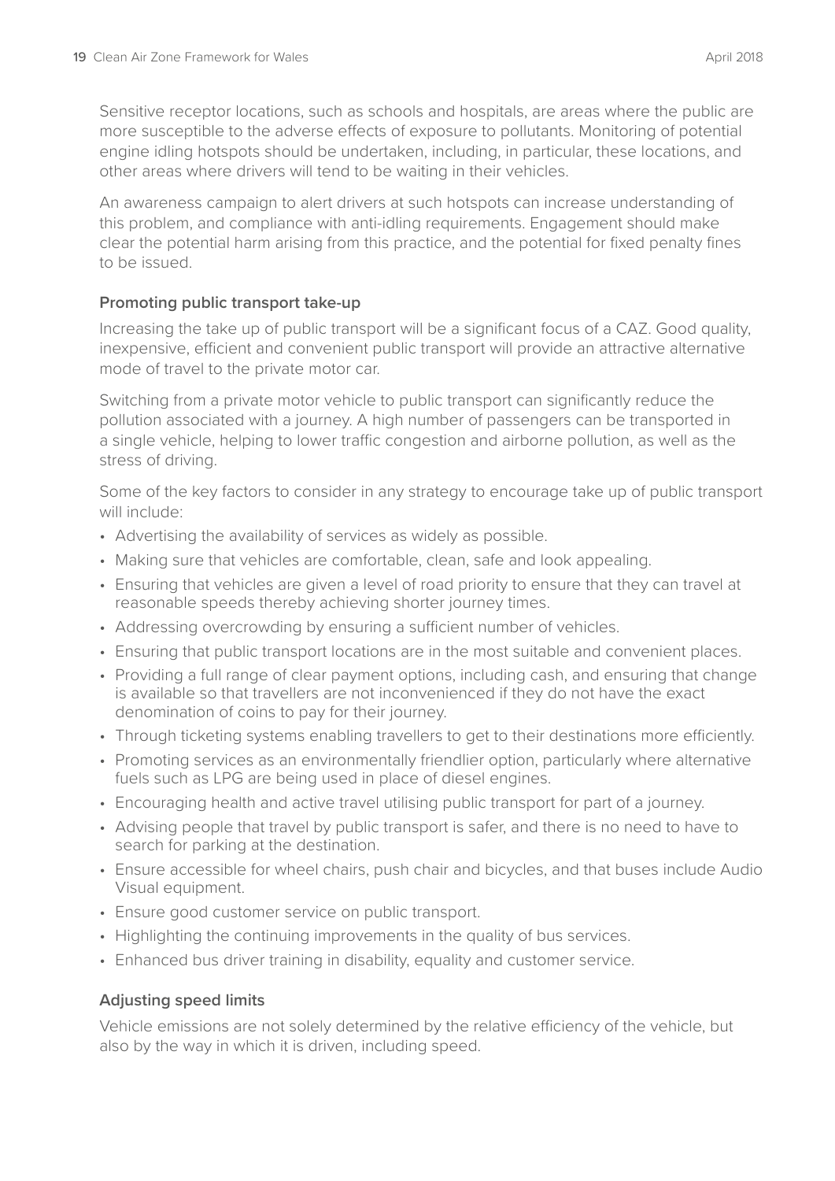Sensitive receptor locations, such as schools and hospitals, are areas where the public are more susceptible to the adverse effects of exposure to pollutants. Monitoring of potential engine idling hotspots should be undertaken, including, in particular, these locations, and other areas where drivers will tend to be waiting in their vehicles.

An awareness campaign to alert drivers at such hotspots can increase understanding of this problem, and compliance with anti-idling requirements. Engagement should make clear the potential harm arising from this practice, and the potential for fixed penalty fines to be issued.

### Promoting public transport take-up

Increasing the take up of public transport will be a significant focus of a CAZ. Good quality, inexpensive, efficient and convenient public transport will provide an attractive alternative mode of travel to the private motor car.

Switching from a private motor vehicle to public transport can significantly reduce the pollution associated with a journey. A high number of passengers can be transported in a single vehicle, helping to lower traffic congestion and airborne pollution, as well as the stress of driving.

Some of the key factors to consider in any strategy to encourage take up of public transport will include:

- Advertising the availability of services as widely as possible.
- Making sure that vehicles are comfortable, clean, safe and look appealing.
- Ensuring that vehicles are given a level of road priority to ensure that they can travel at reasonable speeds thereby achieving shorter journey times.
- Addressing overcrowding by ensuring a sufficient number of vehicles.
- Ensuring that public transport locations are in the most suitable and convenient places.
- Providing a full range of clear payment options, including cash, and ensuring that change is available so that travellers are not inconvenienced if they do not have the exact denomination of coins to pay for their journey.
- Through ticketing systems enabling travellers to get to their destinations more efficiently.
- Promoting services as an environmentally friendlier option, particularly where alternative fuels such as LPG are being used in place of diesel engines.
- Encouraging health and active travel utilising public transport for part of a journey.
- Advising people that travel by public transport is safer, and there is no need to have to search for parking at the destination.
- Ensure accessible for wheel chairs, push chair and bicycles, and that buses include Audio Visual equipment.
- Ensure good customer service on public transport.
- Highlighting the continuing improvements in the quality of bus services.
- Enhanced bus driver training in disability, equality and customer service.

### Adjusting speed limits

Vehicle emissions are not solely determined by the relative efficiency of the vehicle, but also by the way in which it is driven, including speed.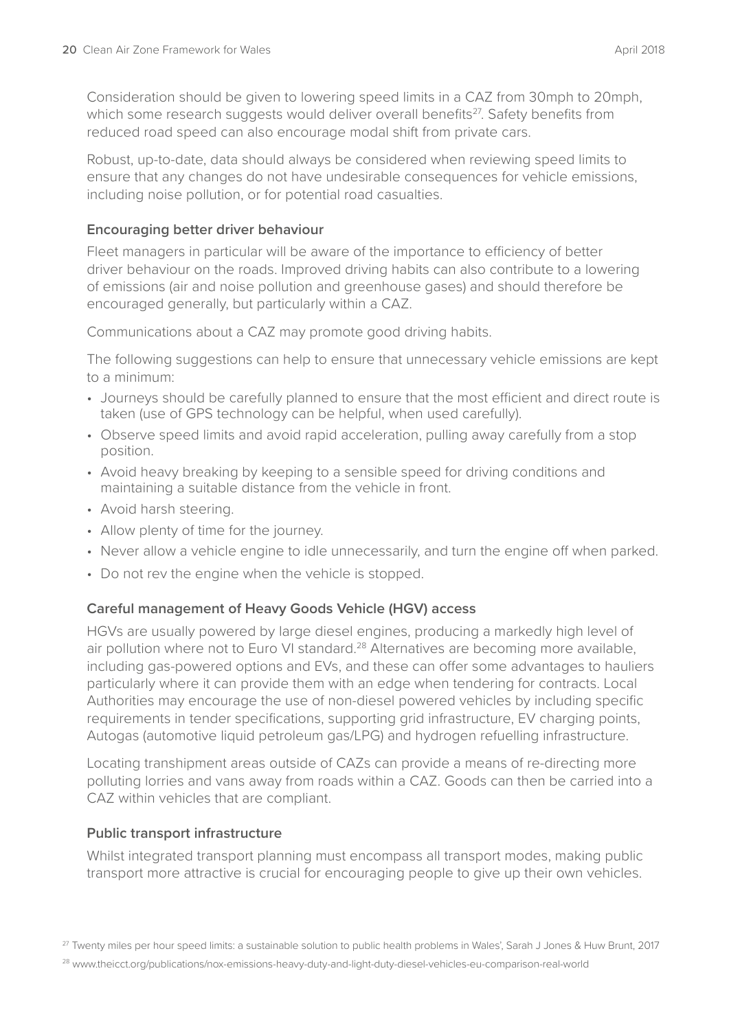Consideration should be given to lowering speed limits in a CAZ from 30mph to 20mph, which some research suggests would deliver overall benefits[27]. Safety benefits from reduced road speed can also encourage modal shift from private cars.

Robust, up-to-date, data should always be considered when reviewing speed limits to ensure that any changes do not have undesirable consequences for vehicle emissions, including noise pollution, or for potential road casualties.

### Encouraging better driver behaviour

Fleet managers in particular will be aware of the importance to efficiency of better driver behaviour on the roads. Improved driving habits can also contribute to a lowering of emissions (air and noise pollution and greenhouse gases) and should therefore be encouraged generally, but particularly within a CAZ.

Communications about a CAZ may promote good driving habits.

The following suggestions can help to ensure that unnecessary vehicle emissions are kept to a minimum:

- Journeys should be carefully planned to ensure that the most efficient and direct route is taken (use of GPS technology can be helpful, when used carefully).
- Observe speed limits and avoid rapid acceleration, pulling away carefully from a stop position.
- Avoid heavy breaking by keeping to a sensible speed for driving conditions and maintaining a suitable distance from the vehicle in front.
- Avoid harsh steering.
- Allow plenty of time for the journey.
- Never allow a vehicle engine to idle unnecessarily, and turn the engine off when parked.
- Do not rev the engine when the vehicle is stopped.

### Careful management of Heavy Goods Vehicle (HGV) access

HGVs are usually powered by large diesel engines, producing a markedly high level of air pollution where not to Euro VI standard.[28] Alternatives are becoming more available, including gas-powered options and EVs, and these can offer some advantages to hauliers particularly where it can provide them with an edge when tendering for contracts. Local Authorities may encourage the use of non-diesel powered vehicles by including specific requirements in tender specifications, supporting grid infrastructure, EV charging points, Autogas (automotive liquid petroleum gas/LPG) and hydrogen refuelling infrastructure.

Locating transhipment areas outside of CAZs can provide a means of re-directing more polluting lorries and vans away from roads within a CAZ. Goods can then be carried into a CAZ within vehicles that are compliant.

### Public transport infrastructure

Whilst integrated transport planning must encompass all transport modes, making public transport more attractive is crucial for encouraging people to give up their own vehicles.

[27] Twenty miles per hour speed limits: a sustainable solution to public health problems in Wales', Sarah J Jones & Huw Brunt, 2017

[28] www.theicct.org/publications/nox-emissions-heavy-duty-and-light-duty-diesel-vehicles-eu-comparison-real-world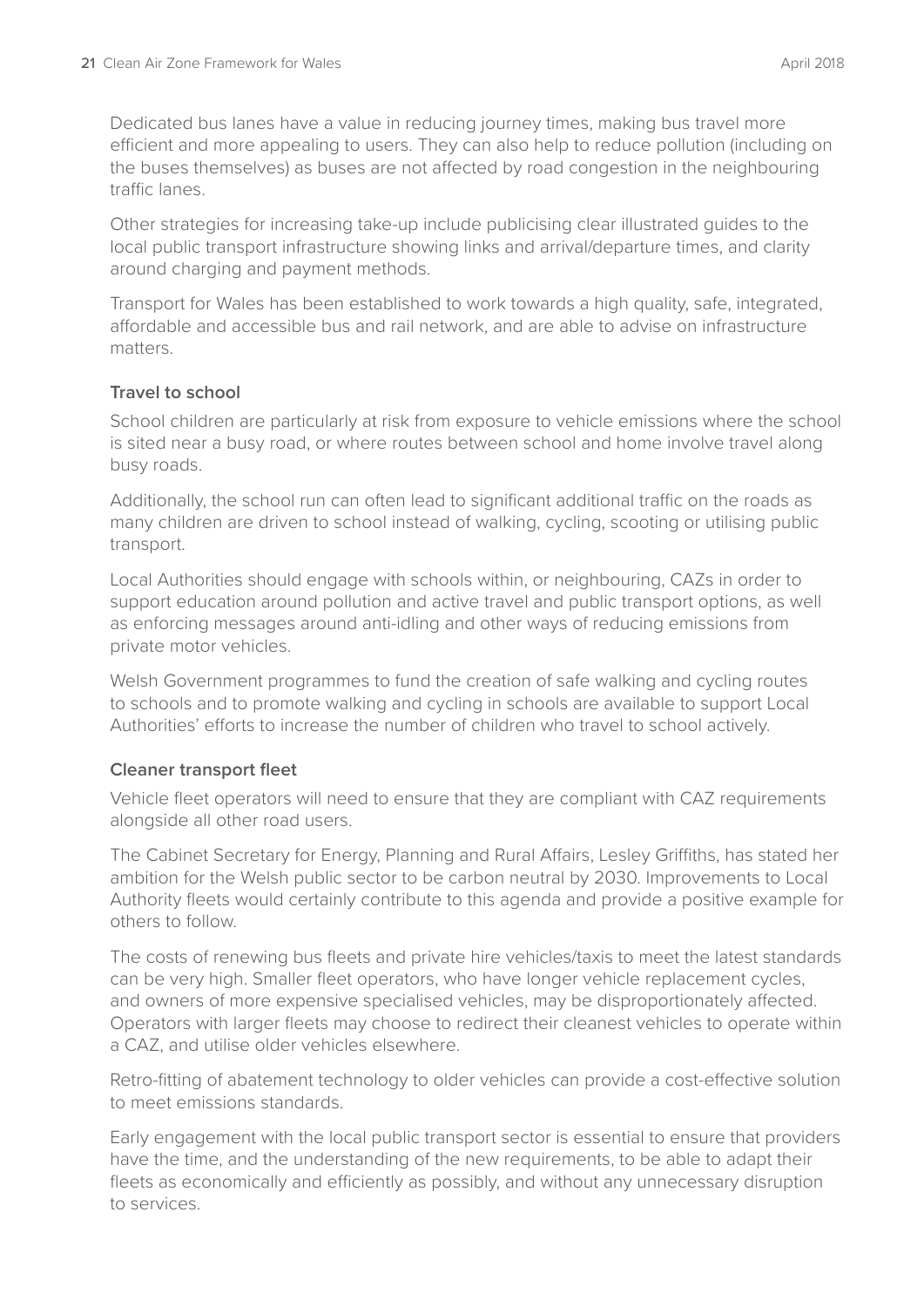Dedicated bus lanes have a value in reducing journey times, making bus travel more efficient and more appealing to users. They can also help to reduce pollution (including on the buses themselves) as buses are not affected by road congestion in the neighbouring traffic lanes.

Other strategies for increasing take-up include publicising clear illustrated guides to the local public transport infrastructure showing links and arrival/departure times, and clarity around charging and payment methods.

Transport for Wales has been established to work towards a high quality, safe, integrated, affordable and accessible bus and rail network, and are able to advise on infrastructure matters.

### Travel to school

School children are particularly at risk from exposure to vehicle emissions where the school is sited near a busy road, or where routes between school and home involve travel along busy roads.

Additionally, the school run can often lead to significant additional traffic on the roads as many children are driven to school instead of walking, cycling, scooting or utilising public transport.

Local Authorities should engage with schools within, or neighbouring, CAZs in order to support education around pollution and active travel and public transport options, as well as enforcing messages around anti-idling and other ways of reducing emissions from private motor vehicles.

Welsh Government programmes to fund the creation of safe walking and cycling routes to schools and to promote walking and cycling in schools are available to support Local Authorities' efforts to increase the number of children who travel to school actively.

### Cleaner transport fleet

Vehicle fleet operators will need to ensure that they are compliant with CAZ requirements alongside all other road users.

The Cabinet Secretary for Energy, Planning and Rural Affairs, Lesley Griffiths, has stated her ambition for the Welsh public sector to be carbon neutral by 2030. Improvements to Local Authority fleets would certainly contribute to this agenda and provide a positive example for others to follow.

The costs of renewing bus fleets and private hire vehicles/taxis to meet the latest standards can be very high. Smaller fleet operators, who have longer vehicle replacement cycles, and owners of more expensive specialised vehicles, may be disproportionately affected. Operators with larger fleets may choose to redirect their cleanest vehicles to operate within a CAZ, and utilise older vehicles elsewhere.

Retro-fitting of abatement technology to older vehicles can provide a cost-effective solution to meet emissions standards.

Early engagement with the local public transport sector is essential to ensure that providers have the time, and the understanding of the new requirements, to be able to adapt their fleets as economically and efficiently as possibly, and without any unnecessary disruption to services.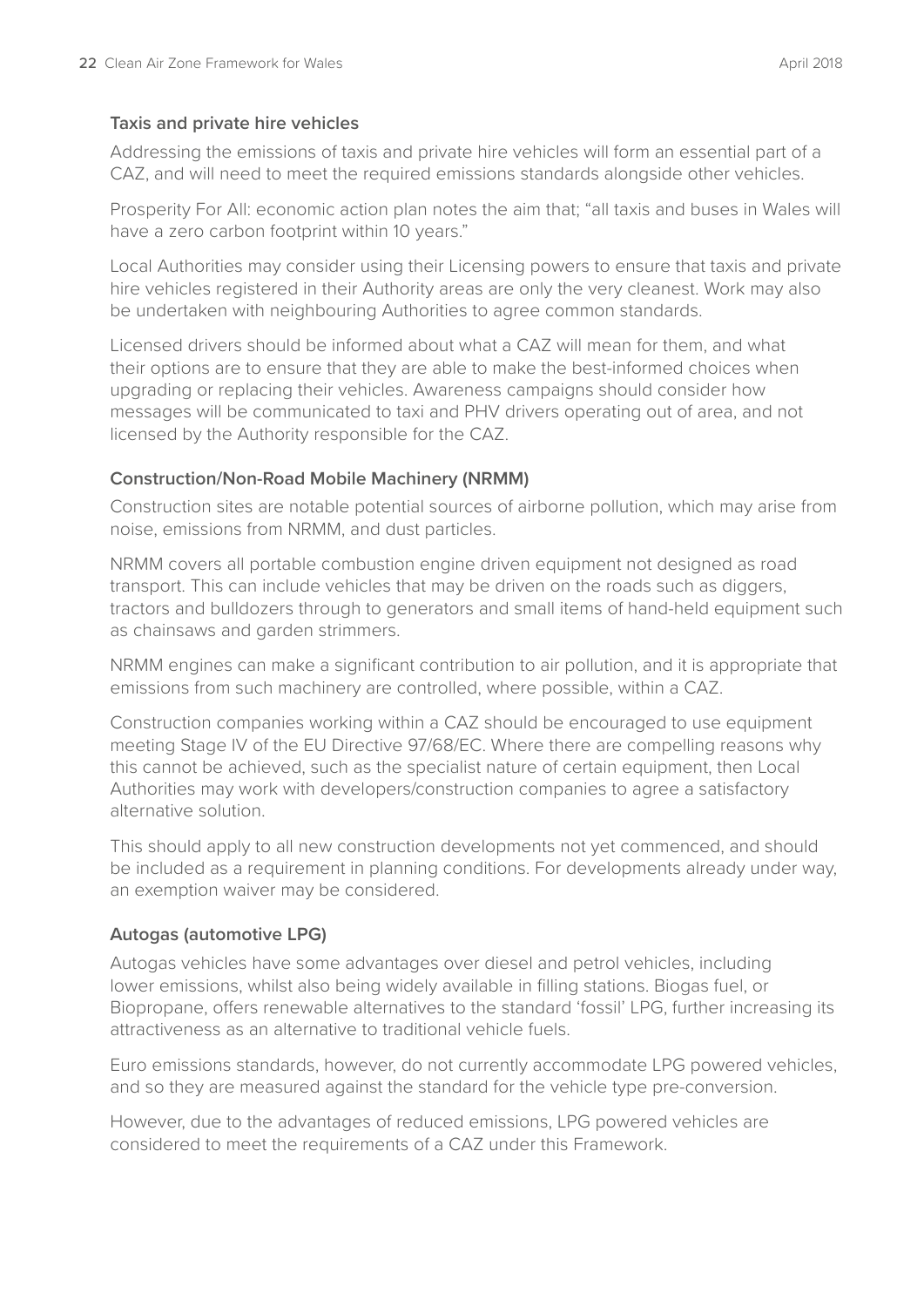### Taxis and private hire vehicles

Addressing the emissions of taxis and private hire vehicles will form an essential part of a CAZ, and will need to meet the required emissions standards alongside other vehicles.

Prosperity For All: economic action plan notes the aim that; "all taxis and buses in Wales will have a zero carbon footprint within 10 years."

Local Authorities may consider using their Licensing powers to ensure that taxis and private hire vehicles registered in their Authority areas are only the very cleanest. Work may also be undertaken with neighbouring Authorities to agree common standards.

Licensed drivers should be informed about what a CAZ will mean for them, and what their options are to ensure that they are able to make the best-informed choices when upgrading or replacing their vehicles. Awareness campaigns should consider how messages will be communicated to taxi and PHV drivers operating out of area, and not licensed by the Authority responsible for the CAZ.

### Construction/Non-Road Mobile Machinery (NRMM)

Construction sites are notable potential sources of airborne pollution, which may arise from noise, emissions from NRMM, and dust particles.

NRMM covers all portable combustion engine driven equipment not designed as road transport. This can include vehicles that may be driven on the roads such as diggers, tractors and bulldozers through to generators and small items of hand-held equipment such as chainsaws and garden strimmers.

NRMM engines can make a significant contribution to air pollution, and it is appropriate that emissions from such machinery are controlled, where possible, within a CAZ.

Construction companies working within a CAZ should be encouraged to use equipment meeting Stage IV of the EU Directive 97/68/EC. Where there are compelling reasons why this cannot be achieved, such as the specialist nature of certain equipment, then Local Authorities may work with developers/construction companies to agree a satisfactory alternative solution.

This should apply to all new construction developments not yet commenced, and should be included as a requirement in planning conditions. For developments already under way, an exemption waiver may be considered.

### Autogas (automotive LPG)

Autogas vehicles have some advantages over diesel and petrol vehicles, including lower emissions, whilst also being widely available in filling stations. Biogas fuel, or Biopropane, offers renewable alternatives to the standard 'fossil' LPG, further increasing its attractiveness as an alternative to traditional vehicle fuels.

Euro emissions standards, however, do not currently accommodate LPG powered vehicles, and so they are measured against the standard for the vehicle type pre-conversion.

However, due to the advantages of reduced emissions, LPG powered vehicles are considered to meet the requirements of a CAZ under this Framework.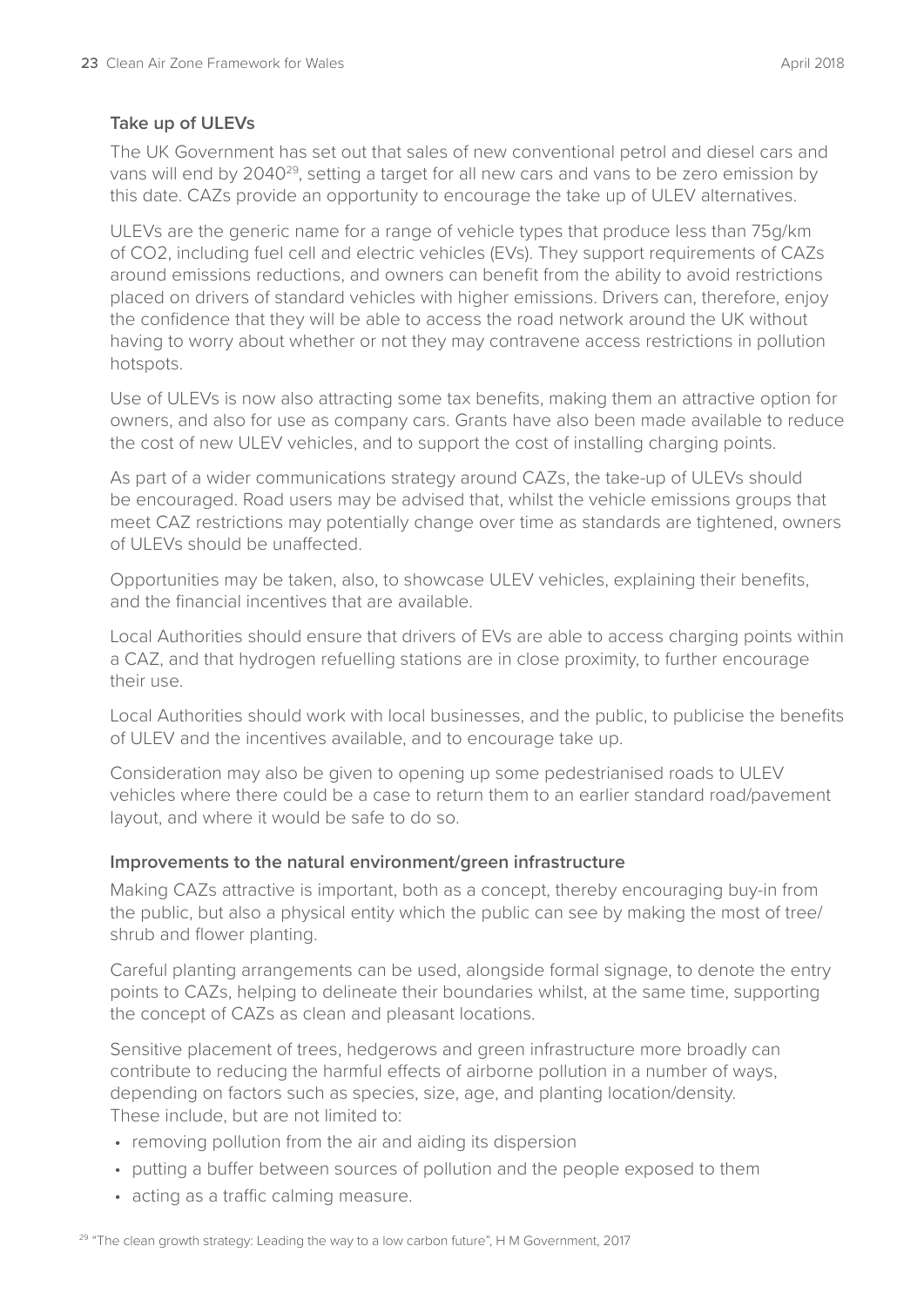### Take up of ULEVs

The UK Government has set out that sales of new conventional petrol and diesel cars and vans will end by 2040[29], setting a target for all new cars and vans to be zero emission by this date. CAZs provide an opportunity to encourage the take up of ULEV alternatives.

ULEVs are the generic name for a range of vehicle types that produce less than 75g/km of CO2, including fuel cell and electric vehicles (EVs). They support requirements of CAZs around emissions reductions, and owners can benefit from the ability to avoid restrictions placed on drivers of standard vehicles with higher emissions. Drivers can, therefore, enjoy the confidence that they will be able to access the road network around the UK without having to worry about whether or not they may contravene access restrictions in pollution hotspots.

Use of ULEVs is now also attracting some tax benefits, making them an attractive option for owners, and also for use as company cars. Grants have also been made available to reduce the cost of new ULEV vehicles, and to support the cost of installing charging points.

As part of a wider communications strategy around CAZs, the take-up of ULEVs should be encouraged. Road users may be advised that, whilst the vehicle emissions groups that meet CAZ restrictions may potentially change over time as standards are tightened, owners of ULEVs should be unaffected.

Opportunities may be taken, also, to showcase ULEV vehicles, explaining their benefits, and the financial incentives that are available.

Local Authorities should ensure that drivers of EVs are able to access charging points within a CAZ, and that hydrogen refuelling stations are in close proximity, to further encourage their use.

Local Authorities should work with local businesses, and the public, to publicise the benefits of ULEV and the incentives available, and to encourage take up.

Consideration may also be given to opening up some pedestrianised roads to ULEV vehicles where there could be a case to return them to an earlier standard road/pavement layout, and where it would be safe to do so.

### Improvements to the natural environment/green infrastructure

Making CAZs attractive is important, both as a concept, thereby encouraging buy-in from the public, but also a physical entity which the public can see by making the most of tree/shrub and flower planting.

Careful planting arrangements can be used, alongside formal signage, to denote the entry points to CAZs, helping to delineate their boundaries whilst, at the same time, supporting the concept of CAZs as clean and pleasant locations.

Sensitive placement of trees, hedgerows and green infrastructure more broadly can contribute to reducing the harmful effects of airborne pollution in a number of ways, depending on factors such as species, size, age, and planting location/density. These include, but are not limited to:

- removing pollution from the air and aiding its dispersion
- putting a buffer between sources of pollution and the people exposed to them
- acting as a traffic calming measure.

[29] "The clean growth strategy: Leading the way to a low carbon future", H M Government, 2017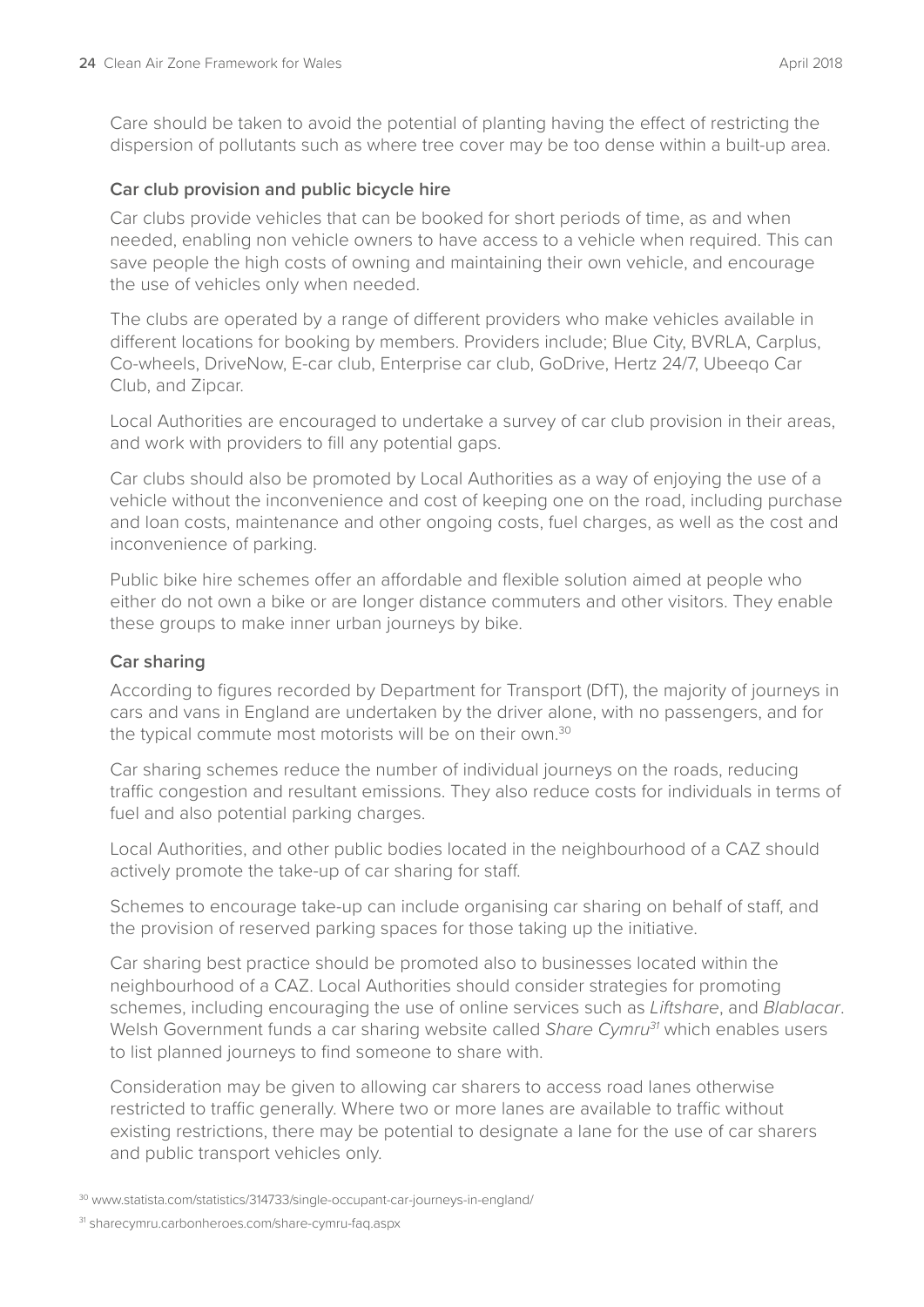Care should be taken to avoid the potential of planting having the effect of restricting the dispersion of pollutants such as where tree cover may be too dense within a built-up area.

### Car club provision and public bicycle hire

Car clubs provide vehicles that can be booked for short periods of time, as and when needed, enabling non vehicle owners to have access to a vehicle when required. This can save people the high costs of owning and maintaining their own vehicle, and encourage the use of vehicles only when needed.

The clubs are operated by a range of different providers who make vehicles available in different locations for booking by members. Providers include; Blue City, BVRLA, Carplus, Co-wheels, DriveNow, E-car club, Enterprise car club, GoDrive, Hertz 24/7, Ubeeqo Car Club, and Zipcar.

Local Authorities are encouraged to undertake a survey of car club provision in their areas, and work with providers to fill any potential gaps.

Car clubs should also be promoted by Local Authorities as a way of enjoying the use of a vehicle without the inconvenience and cost of keeping one on the road, including purchase and loan costs, maintenance and other ongoing costs, fuel charges, as well as the cost and inconvenience of parking.

Public bike hire schemes offer an affordable and flexible solution aimed at people who either do not own a bike or are longer distance commuters and other visitors. They enable these groups to make inner urban journeys by bike.

### Car sharing

According to figures recorded by Department for Transport (DfT), the majority of journeys in cars and vans in England are undertaken by the driver alone, with no passengers, and for the typical commute most motorists will be on their own.[30]

Car sharing schemes reduce the number of individual journeys on the roads, reducing traffic congestion and resultant emissions. They also reduce costs for individuals in terms of fuel and also potential parking charges.

Local Authorities, and other public bodies located in the neighbourhood of a CAZ should actively promote the take-up of car sharing for staff.

Schemes to encourage take-up can include organising car sharing on behalf of staff, and the provision of reserved parking spaces for those taking up the initiative.

Car sharing best practice should be promoted also to businesses located within the neighbourhood of a CAZ. Local Authorities should consider strategies for promoting schemes, including encouraging the use of online services such as *Liftshare*, and *Blablacar*. Welsh Government funds a car sharing website called *Share Cymru*[31] which enables users to list planned journeys to find someone to share with.

Consideration may be given to allowing car sharers to access road lanes otherwise restricted to traffic generally. Where two or more lanes are available to traffic without existing restrictions, there may be potential to designate a lane for the use of car sharers and public transport vehicles only.

[30] www.statista.com/statistics/314733/single-occupant-car-journeys-in-england/

[31] sharecymru.carbonheroes.com/share-cymru-faq.aspx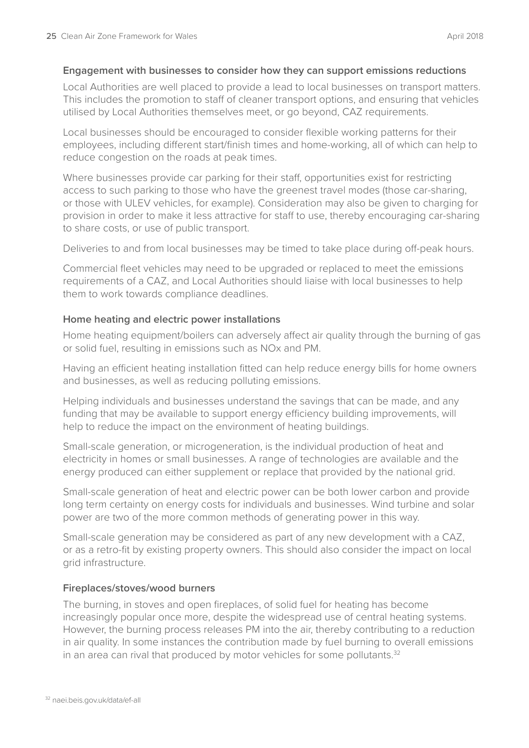### Engagement with businesses to consider how they can support emissions reductions

Local Authorities are well placed to provide a lead to local businesses on transport matters. This includes the promotion to staff of cleaner transport options, and ensuring that vehicles utilised by Local Authorities themselves meet, or go beyond, CAZ requirements.

Local businesses should be encouraged to consider flexible working patterns for their employees, including different start/finish times and home-working, all of which can help to reduce congestion on the roads at peak times.

Where businesses provide car parking for their staff, opportunities exist for restricting access to such parking to those who have the greenest travel modes (those car-sharing, or those with ULEV vehicles, for example). Consideration may also be given to charging for provision in order to make it less attractive for staff to use, thereby encouraging car-sharing to share costs, or use of public transport.

Deliveries to and from local businesses may be timed to take place during off-peak hours.

Commercial fleet vehicles may need to be upgraded or replaced to meet the emissions requirements of a CAZ, and Local Authorities should liaise with local businesses to help them to work towards compliance deadlines.

### Home heating and electric power installations

Home heating equipment/boilers can adversely affect air quality through the burning of gas or solid fuel, resulting in emissions such as NOx and PM.

Having an efficient heating installation fitted can help reduce energy bills for home owners and businesses, as well as reducing polluting emissions.

Helping individuals and businesses understand the savings that can be made, and any funding that may be available to support energy efficiency building improvements, will help to reduce the impact on the environment of heating buildings.

Small-scale generation, or microgeneration, is the individual production of heat and electricity in homes or small businesses. A range of technologies are available and the energy produced can either supplement or replace that provided by the national grid.

Small-scale generation of heat and electric power can be both lower carbon and provide long term certainty on energy costs for individuals and businesses. Wind turbine and solar power are two of the more common methods of generating power in this way.

Small-scale generation may be considered as part of any new development with a CAZ, or as a retro-fit by existing property owners. This should also consider the impact on local grid infrastructure.

### Fireplaces/stoves/wood burners

The burning, in stoves and open fireplaces, of solid fuel for heating has become increasingly popular once more, despite the widespread use of central heating systems. However, the burning process releases PM into the air, thereby contributing to a reduction in air quality. In some instances the contribution made by fuel burning to overall emissions in an area can rival that produced by motor vehicles for some pollutants.[32]

[32] naei.beis.gov.uk/data/ef-all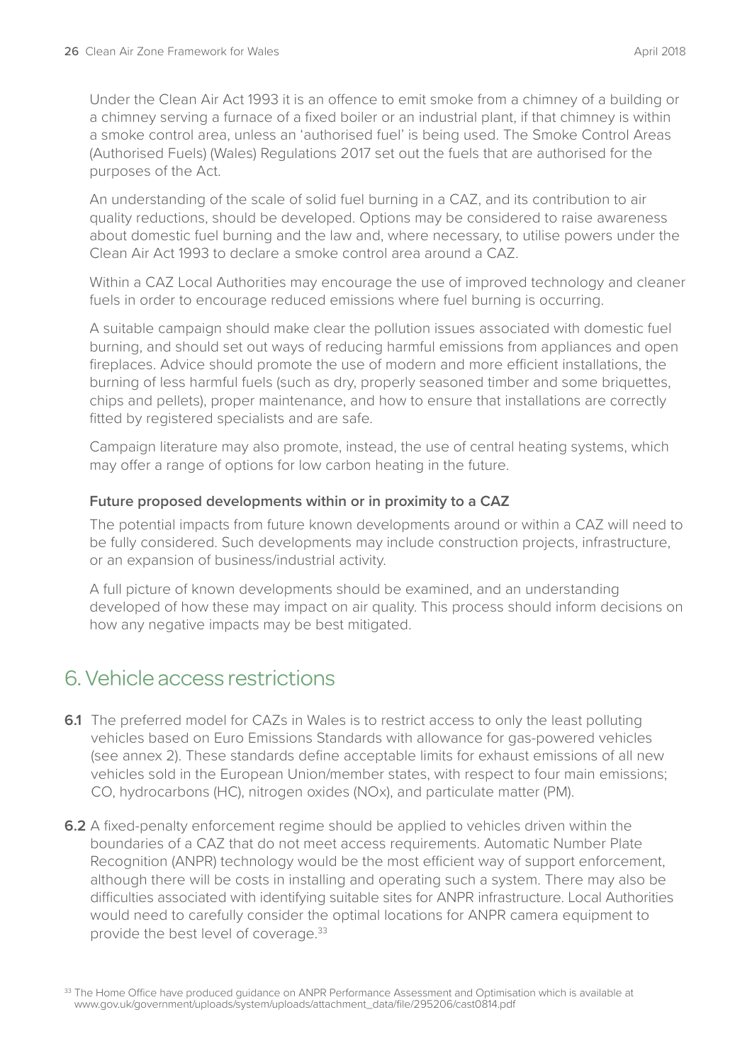Under the Clean Air Act 1993 it is an offence to emit smoke from a chimney of a building or a chimney serving a furnace of a fixed boiler or an industrial plant, if that chimney is within a smoke control area, unless an 'authorised fuel' is being used. The Smoke Control Areas (Authorised Fuels) (Wales) Regulations 2017 set out the fuels that are authorised for the purposes of the Act.

An understanding of the scale of solid fuel burning in a CAZ, and its contribution to air quality reductions, should be developed. Options may be considered to raise awareness about domestic fuel burning and the law and, where necessary, to utilise powers under the Clean Air Act 1993 to declare a smoke control area around a CAZ.

Within a CAZ Local Authorities may encourage the use of improved technology and cleaner fuels in order to encourage reduced emissions where fuel burning is occurring.

A suitable campaign should make clear the pollution issues associated with domestic fuel burning, and should set out ways of reducing harmful emissions from appliances and open fireplaces. Advice should promote the use of modern and more efficient installations, the burning of less harmful fuels (such as dry, properly seasoned timber and some briquettes, chips and pellets), proper maintenance, and how to ensure that installations are correctly fitted by registered specialists and are safe.

Campaign literature may also promote, instead, the use of central heating systems, which may offer a range of options for low carbon heating in the future.

**Future proposed developments within or in proximity to a CAZ**

The potential impacts from future known developments around or within a CAZ will need to be fully considered. Such developments may include construction projects, infrastructure, or an expansion of business/industrial activity.

A full picture of known developments should be examined, and an understanding developed of how these may impact on air quality. This process should inform decisions on how any negative impacts may be best mitigated.

## 6. Vehicle access restrictions

**6.1** The preferred model for CAZs in Wales is to restrict access to only the least polluting vehicles based on Euro Emissions Standards with allowance for gas-powered vehicles (see annex 2). These standards define acceptable limits for exhaust emissions of all new vehicles sold in the European Union/member states, with respect to four main emissions; CO, hydrocarbons (HC), nitrogen oxides (NOx), and particulate matter (PM).

**6.2** A fixed-penalty enforcement regime should be applied to vehicles driven within the boundaries of a CAZ that do not meet access requirements. Automatic Number Plate Recognition (ANPR) technology would be the most efficient way of support enforcement, although there will be costs in installing and operating such a system. There may also be difficulties associated with identifying suitable sites for ANPR infrastructure. Local Authorities would need to carefully consider the optimal locations for ANPR camera equipment to provide the best level of coverage.[33]

[33] The Home Office have produced guidance on ANPR Performance Assessment and Optimisation which is available at www.gov.uk/government/uploads/system/uploads/attachment_data/file/295206/cast0814.pdf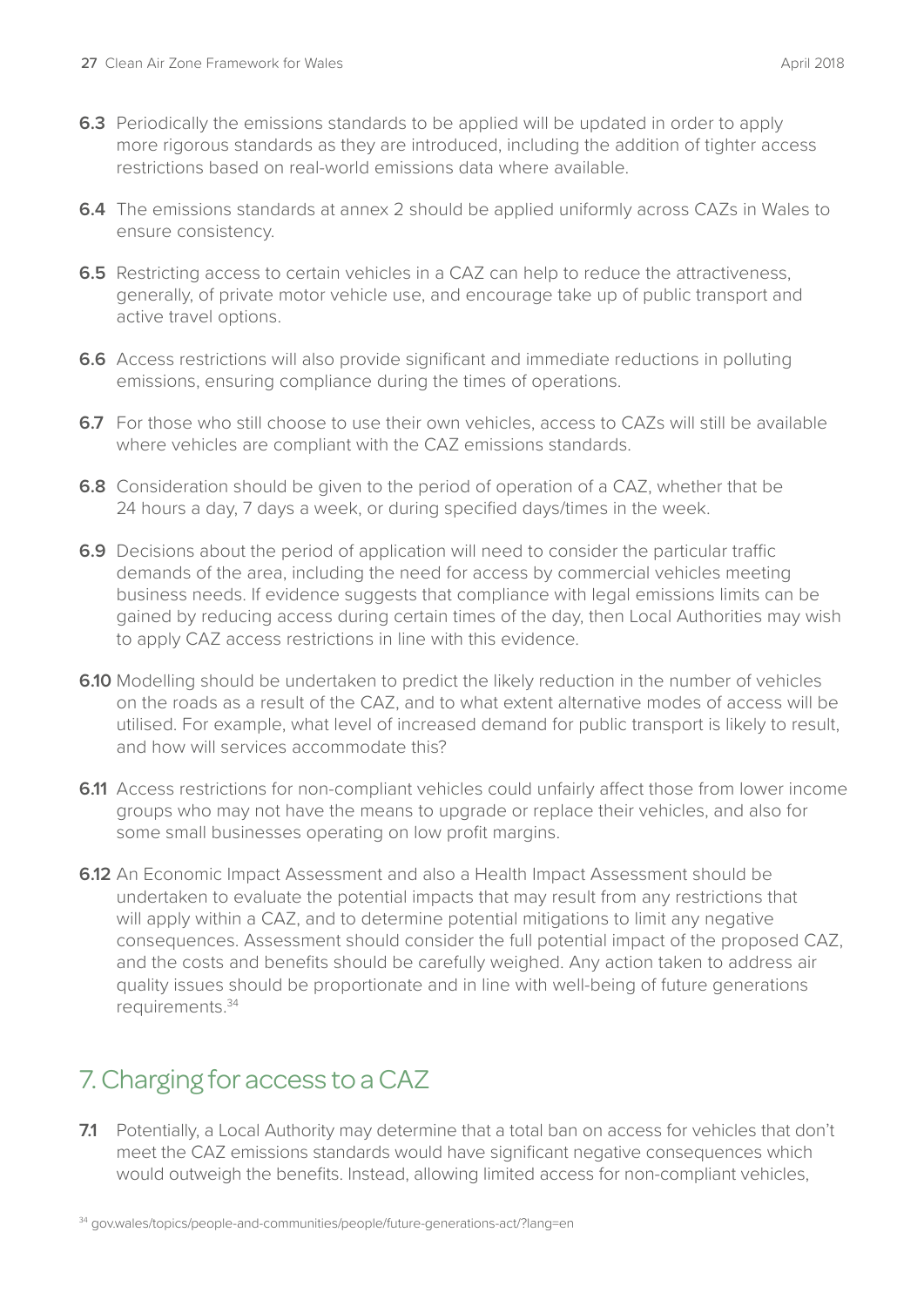**6.3** Periodically the emissions standards to be applied will be updated in order to apply more rigorous standards as they are introduced, including the addition of tighter access restrictions based on real-world emissions data where available.

**6.4** The emissions standards at annex 2 should be applied uniformly across CAZs in Wales to ensure consistency.

**6.5** Restricting access to certain vehicles in a CAZ can help to reduce the attractiveness, generally, of private motor vehicle use, and encourage take up of public transport and active travel options.

**6.6** Access restrictions will also provide significant and immediate reductions in polluting emissions, ensuring compliance during the times of operations.

**6.7** For those who still choose to use their own vehicles, access to CAZs will still be available where vehicles are compliant with the CAZ emissions standards.

**6.8** Consideration should be given to the period of operation of a CAZ, whether that be 24 hours a day, 7 days a week, or during specified days/times in the week.

**6.9** Decisions about the period of application will need to consider the particular traffic demands of the area, including the need for access by commercial vehicles meeting business needs. If evidence suggests that compliance with legal emissions limits can be gained by reducing access during certain times of the day, then Local Authorities may wish to apply CAZ access restrictions in line with this evidence.

**6.10** Modelling should be undertaken to predict the likely reduction in the number of vehicles on the roads as a result of the CAZ, and to what extent alternative modes of access will be utilised. For example, what level of increased demand for public transport is likely to result, and how will services accommodate this?

**6.11** Access restrictions for non-compliant vehicles could unfairly affect those from lower income groups who may not have the means to upgrade or replace their vehicles, and also for some small businesses operating on low profit margins.

**6.12** An Economic Impact Assessment and also a Health Impact Assessment should be undertaken to evaluate the potential impacts that may result from any restrictions that will apply within a CAZ, and to determine potential mitigations to limit any negative consequences. Assessment should consider the full potential impact of the proposed CAZ, and the costs and benefits should be carefully weighed. Any action taken to address air quality issues should be proportionate and in line with well-being of future generations requirements.[34]

## 7. Charging for access to a CAZ

**7.1** Potentially, a Local Authority may determine that a total ban on access for vehicles that don't meet the CAZ emissions standards would have significant negative consequences which would outweigh the benefits. Instead, allowing limited access for non-compliant vehicles,

[34] gov.wales/topics/people-and-communities/people/future-generations-act/?lang=en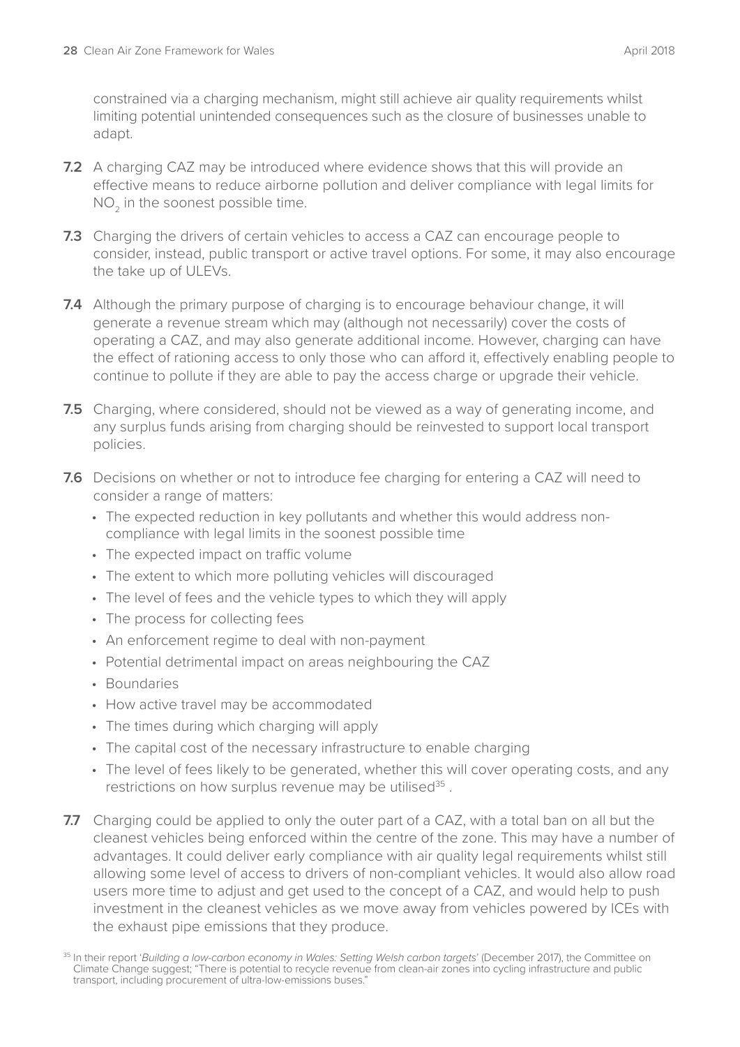constrained via a charging mechanism, might still achieve air quality requirements whilst limiting potential unintended consequences such as the closure of businesses unable to adapt.

**7.2** A charging CAZ may be introduced where evidence shows that this will provide an effective means to reduce airborne pollution and deliver compliance with legal limits for $NO_2$ in the soonest possible time.

**7.3** Charging the drivers of certain vehicles to access a CAZ can encourage people to consider, instead, public transport or active travel options. For some, it may also encourage the take up of ULEVs.

**7.4** Although the primary purpose of charging is to encourage behaviour change, it will generate a revenue stream which may (although not necessarily) cover the costs of operating a CAZ, and may also generate additional income. However, charging can have the effect of rationing access to only those who can afford it, effectively enabling people to continue to pollute if they are able to pay the access charge or upgrade their vehicle.

**7.5** Charging, where considered, should not be viewed as a way of generating income, and any surplus funds arising from charging should be reinvested to support local transport policies.

**7.6** Decisions on whether or not to introduce fee charging for entering a CAZ will need to consider a range of matters:

- The expected reduction in key pollutants and whether this would address non-compliance with legal limits in the soonest possible time
- The expected impact on traffic volume
- The extent to which more polluting vehicles will discouraged
- The level of fees and the vehicle types to which they will apply
- The process for collecting fees
- An enforcement regime to deal with non-payment
- Potential detrimental impact on areas neighbouring the CAZ
- Boundaries
- How active travel may be accommodated
- The times during which charging will apply
- The capital cost of the necessary infrastructure to enable charging
- The level of fees likely to be generated, whether this will cover operating costs, and any restrictions on how surplus revenue may be utilised[35] .

**7.7** Charging could be applied to only the outer part of a CAZ, with a total ban on all but the cleanest vehicles being enforced within the centre of the zone. This may have a number of advantages. It could deliver early compliance with air quality legal requirements whilst still allowing some level of access to drivers of non-compliant vehicles. It would also allow road users more time to adjust and get used to the concept of a CAZ, and would help to push investment in the cleanest vehicles as we move away from vehicles powered by ICEs with the exhaust pipe emissions that they produce.

[35] In their report '*Building a low-carbon economy in Wales: Setting Welsh carbon targets*' (December 2017), the Committee on Climate Change suggest; "There is potential to recycle revenue from clean-air zones into cycling infrastructure and public transport, including procurement of ultra-low-emissions buses."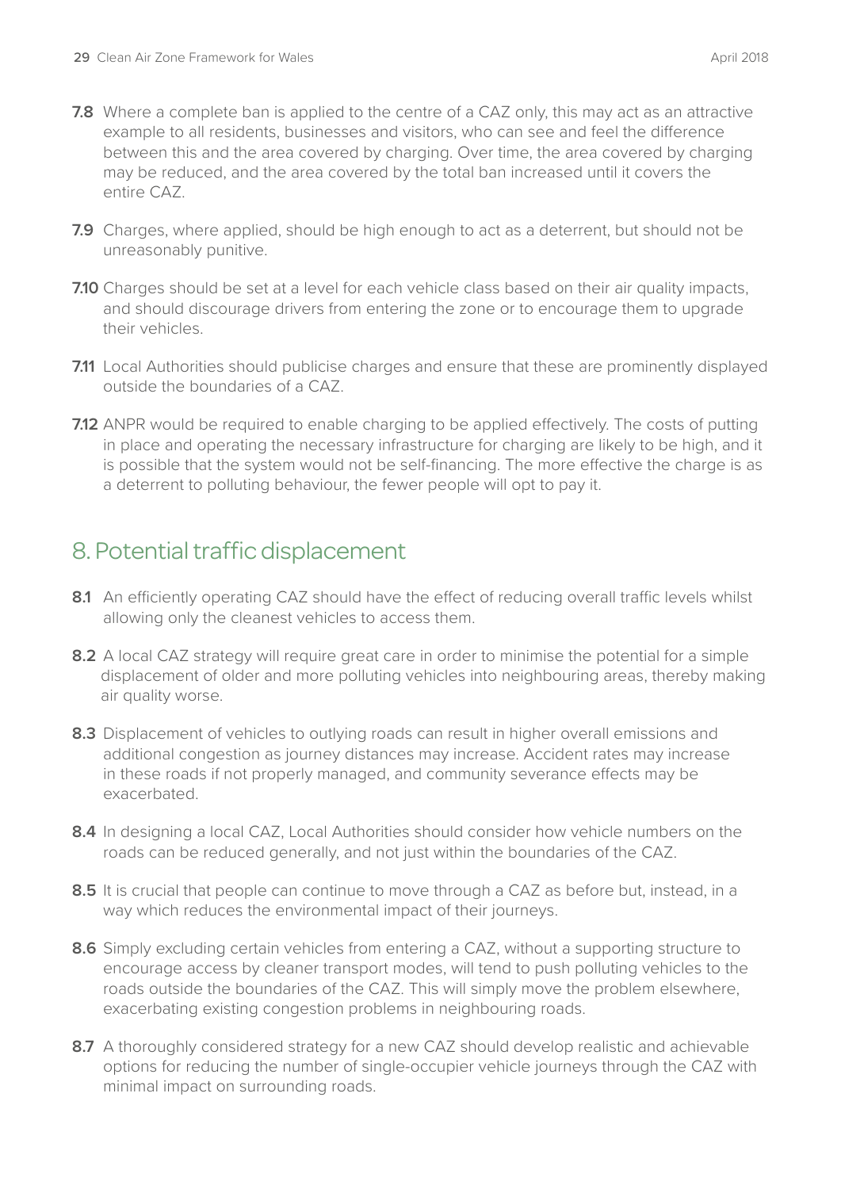**7.8** Where a complete ban is applied to the centre of a CAZ only, this may act as an attractive example to all residents, businesses and visitors, who can see and feel the difference between this and the area covered by charging. Over time, the area covered by charging may be reduced, and the area covered by the total ban increased until it covers the entire CAZ.

**7.9** Charges, where applied, should be high enough to act as a deterrent, but should not be unreasonably punitive.

**7.10** Charges should be set at a level for each vehicle class based on their air quality impacts, and should discourage drivers from entering the zone or to encourage them to upgrade their vehicles.

**7.11** Local Authorities should publicise charges and ensure that these are prominently displayed outside the boundaries of a CAZ.

**7.12** ANPR would be required to enable charging to be applied effectively. The costs of putting in place and operating the necessary infrastructure for charging are likely to be high, and it is possible that the system would not be self-financing. The more effective the charge is as a deterrent to polluting behaviour, the fewer people will opt to pay it.

## 8. Potential traffic displacement

**8.1** An efficiently operating CAZ should have the effect of reducing overall traffic levels whilst allowing only the cleanest vehicles to access them.

**8.2** A local CAZ strategy will require great care in order to minimise the potential for a simple displacement of older and more polluting vehicles into neighbouring areas, thereby making air quality worse.

**8.3** Displacement of vehicles to outlying roads can result in higher overall emissions and additional congestion as journey distances may increase. Accident rates may increase in these roads if not properly managed, and community severance effects may be exacerbated.

**8.4** In designing a local CAZ, Local Authorities should consider how vehicle numbers on the roads can be reduced generally, and not just within the boundaries of the CAZ.

**8.5** It is crucial that people can continue to move through a CAZ as before but, instead, in a way which reduces the environmental impact of their journeys.

**8.6** Simply excluding certain vehicles from entering a CAZ, without a supporting structure to encourage access by cleaner transport modes, will tend to push polluting vehicles to the roads outside the boundaries of the CAZ. This will simply move the problem elsewhere, exacerbating existing congestion problems in neighbouring roads.

**8.7** A thoroughly considered strategy for a new CAZ should develop realistic and achievable options for reducing the number of single-occupier vehicle journeys through the CAZ with minimal impact on surrounding roads.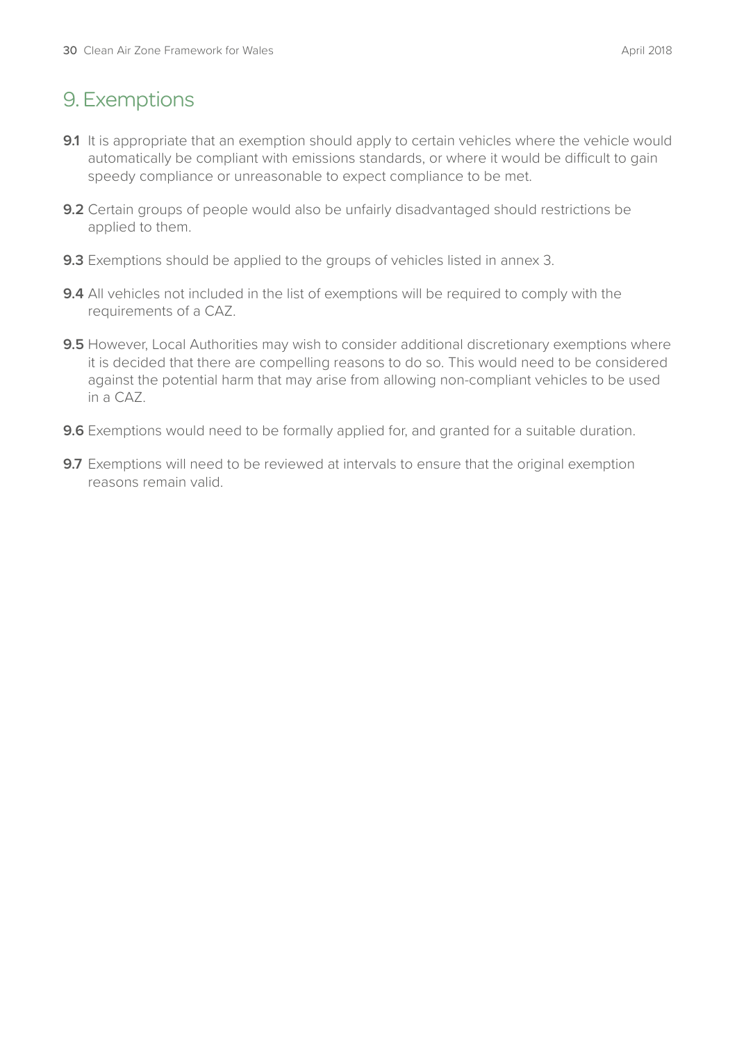# 9. Exemptions

**9.1** It is appropriate that an exemption should apply to certain vehicles where the vehicle would automatically be compliant with emissions standards, or where it would be difficult to gain speedy compliance or unreasonable to expect compliance to be met.

**9.2** Certain groups of people would also be unfairly disadvantaged should restrictions be applied to them.

**9.3** Exemptions should be applied to the groups of vehicles listed in annex 3.

**9.4** All vehicles not included in the list of exemptions will be required to comply with the requirements of a CAZ.

**9.5** However, Local Authorities may wish to consider additional discretionary exemptions where it is decided that there are compelling reasons to do so. This would need to be considered against the potential harm that may arise from allowing non-compliant vehicles to be used in a CAZ.

**9.6** Exemptions would need to be formally applied for, and granted for a suitable duration.

**9.7** Exemptions will need to be reviewed at intervals to ensure that the original exemption reasons remain valid.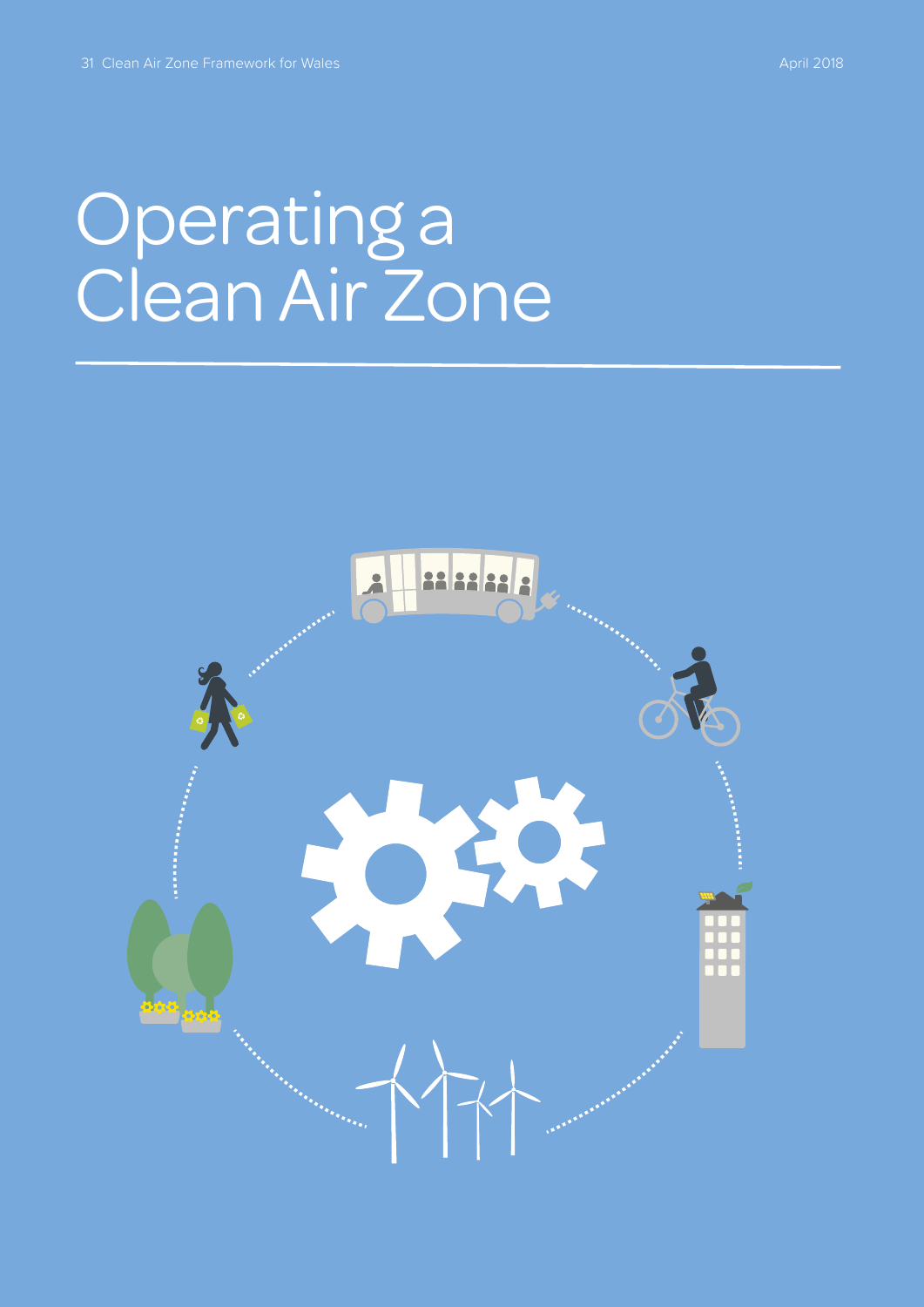# Operating a Clean Air Zone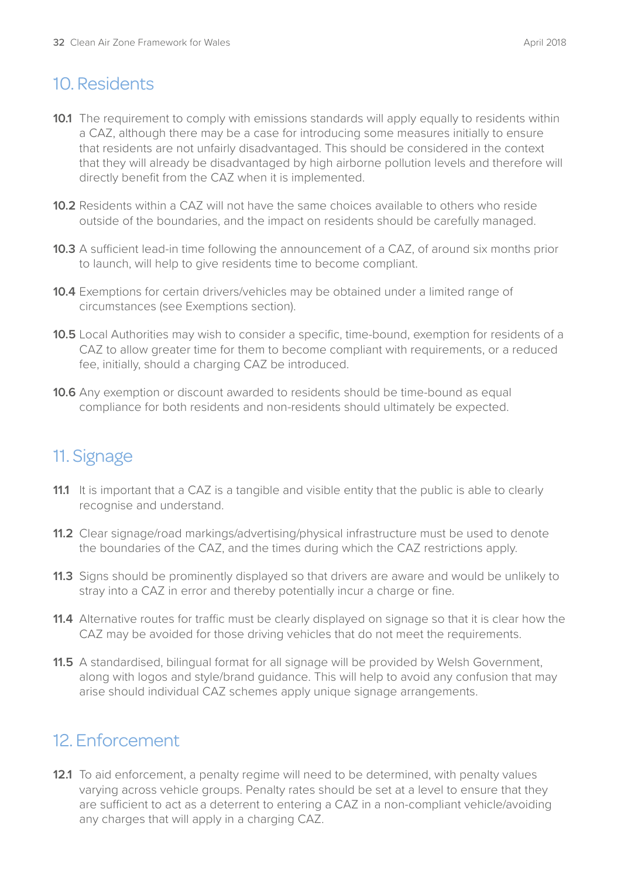## 10. Residents

**10.1** The requirement to comply with emissions standards will apply equally to residents within a CAZ, although there may be a case for introducing some measures initially to ensure that residents are not unfairly disadvantaged. This should be considered in the context that they will already be disadvantaged by high airborne pollution levels and therefore will directly benefit from the CAZ when it is implemented.

**10.2** Residents within a CAZ will not have the same choices available to others who reside outside of the boundaries, and the impact on residents should be carefully managed.

**10.3** A sufficient lead-in time following the announcement of a CAZ, of around six months prior to launch, will help to give residents time to become compliant.

**10.4** Exemptions for certain drivers/vehicles may be obtained under a limited range of circumstances (see Exemptions section).

**10.5** Local Authorities may wish to consider a specific, time-bound, exemption for residents of a CAZ to allow greater time for them to become compliant with requirements, or a reduced fee, initially, should a charging CAZ be introduced.

**10.6** Any exemption or discount awarded to residents should be time-bound as equal compliance for both residents and non-residents should ultimately be expected.

## 11. Signage

**11.1** It is important that a CAZ is a tangible and visible entity that the public is able to clearly recognise and understand.

**11.2** Clear signage/road markings/advertising/physical infrastructure must be used to denote the boundaries of the CAZ, and the times during which the CAZ restrictions apply.

**11.3** Signs should be prominently displayed so that drivers are aware and would be unlikely to stray into a CAZ in error and thereby potentially incur a charge or fine.

**11.4** Alternative routes for traffic must be clearly displayed on signage so that it is clear how the CAZ may be avoided for those driving vehicles that do not meet the requirements.

**11.5** A standardised, bilingual format for all signage will be provided by Welsh Government, along with logos and style/brand guidance. This will help to avoid any confusion that may arise should individual CAZ schemes apply unique signage arrangements.

## 12. Enforcement

**12.1** To aid enforcement, a penalty regime will need to be determined, with penalty values varying across vehicle groups. Penalty rates should be set at a level to ensure that they are sufficient to act as a deterrent to entering a CAZ in a non-compliant vehicle/avoiding any charges that will apply in a charging CAZ.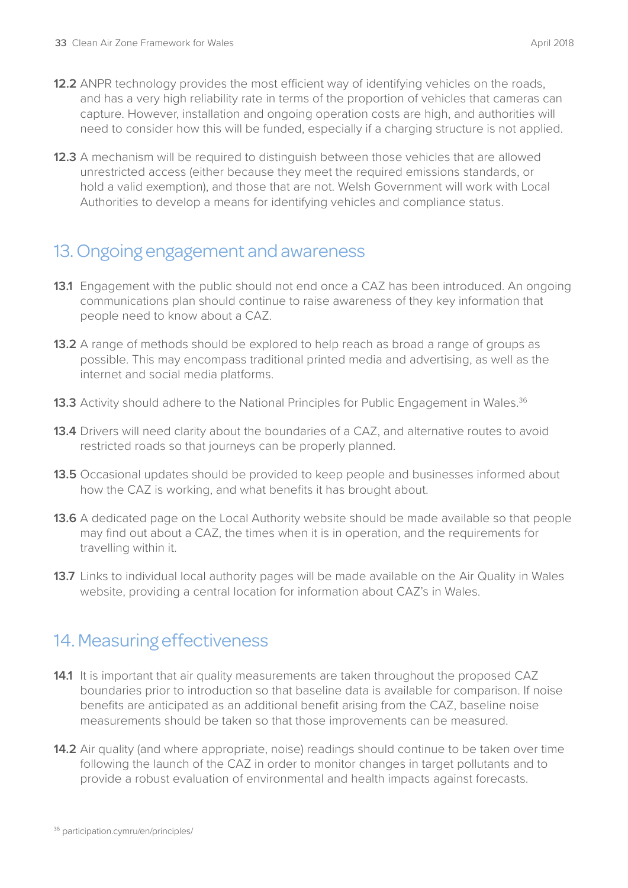**12.2** ANPR technology provides the most efficient way of identifying vehicles on the roads, and has a very high reliability rate in terms of the proportion of vehicles that cameras can capture. However, installation and ongoing operation costs are high, and authorities will need to consider how this will be funded, especially if a charging structure is not applied.

**12.3** A mechanism will be required to distinguish between those vehicles that are allowed unrestricted access (either because they meet the required emissions standards, or hold a valid exemption), and those that are not. Welsh Government will work with Local Authorities to develop a means for identifying vehicles and compliance status.

## 13. Ongoing engagement and awareness

**13.1** Engagement with the public should not end once a CAZ has been introduced. An ongoing communications plan should continue to raise awareness of they key information that people need to know about a CAZ.

**13.2** A range of methods should be explored to help reach as broad a range of groups as possible. This may encompass traditional printed media and advertising, as well as the internet and social media platforms.

**13.3** Activity should adhere to the National Principles for Public Engagement in Wales.[36]

**13.4** Drivers will need clarity about the boundaries of a CAZ, and alternative routes to avoid restricted roads so that journeys can be properly planned.

**13.5** Occasional updates should be provided to keep people and businesses informed about how the CAZ is working, and what benefits it has brought about.

**13.6** A dedicated page on the Local Authority website should be made available so that people may find out about a CAZ, the times when it is in operation, and the requirements for travelling within it.

**13.7** Links to individual local authority pages will be made available on the Air Quality in Wales website, providing a central location for information about CAZ's in Wales.

## 14. Measuring effectiveness

**14.1** It is important that air quality measurements are taken throughout the proposed CAZ boundaries prior to introduction so that baseline data is available for comparison. If noise benefits are anticipated as an additional benefit arising from the CAZ, baseline noise measurements should be taken so that those improvements can be measured.

**14.2** Air quality (and where appropriate, noise) readings should continue to be taken over time following the launch of the CAZ in order to monitor changes in target pollutants and to provide a robust evaluation of environmental and health impacts against forecasts.

[36] participation.cymru/en/principles/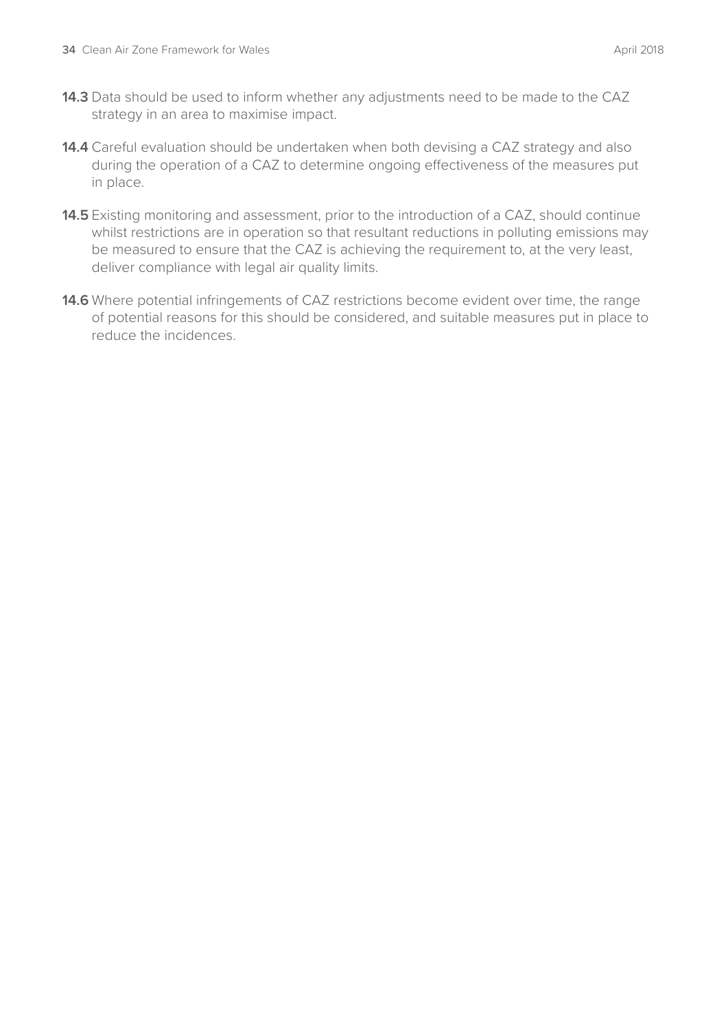**14.3** Data should be used to inform whether any adjustments need to be made to the CAZ strategy in an area to maximise impact.

**14.4** Careful evaluation should be undertaken when both devising a CAZ strategy and also during the operation of a CAZ to determine ongoing effectiveness of the measures put in place.

**14.5** Existing monitoring and assessment, prior to the introduction of a CAZ, should continue whilst restrictions are in operation so that resultant reductions in polluting emissions may be measured to ensure that the CAZ is achieving the requirement to, at the very least, deliver compliance with legal air quality limits.

**14.6** Where potential infringements of CAZ restrictions become evident over time, the range of potential reasons for this should be considered, and suitable measures put in place to reduce the incidences.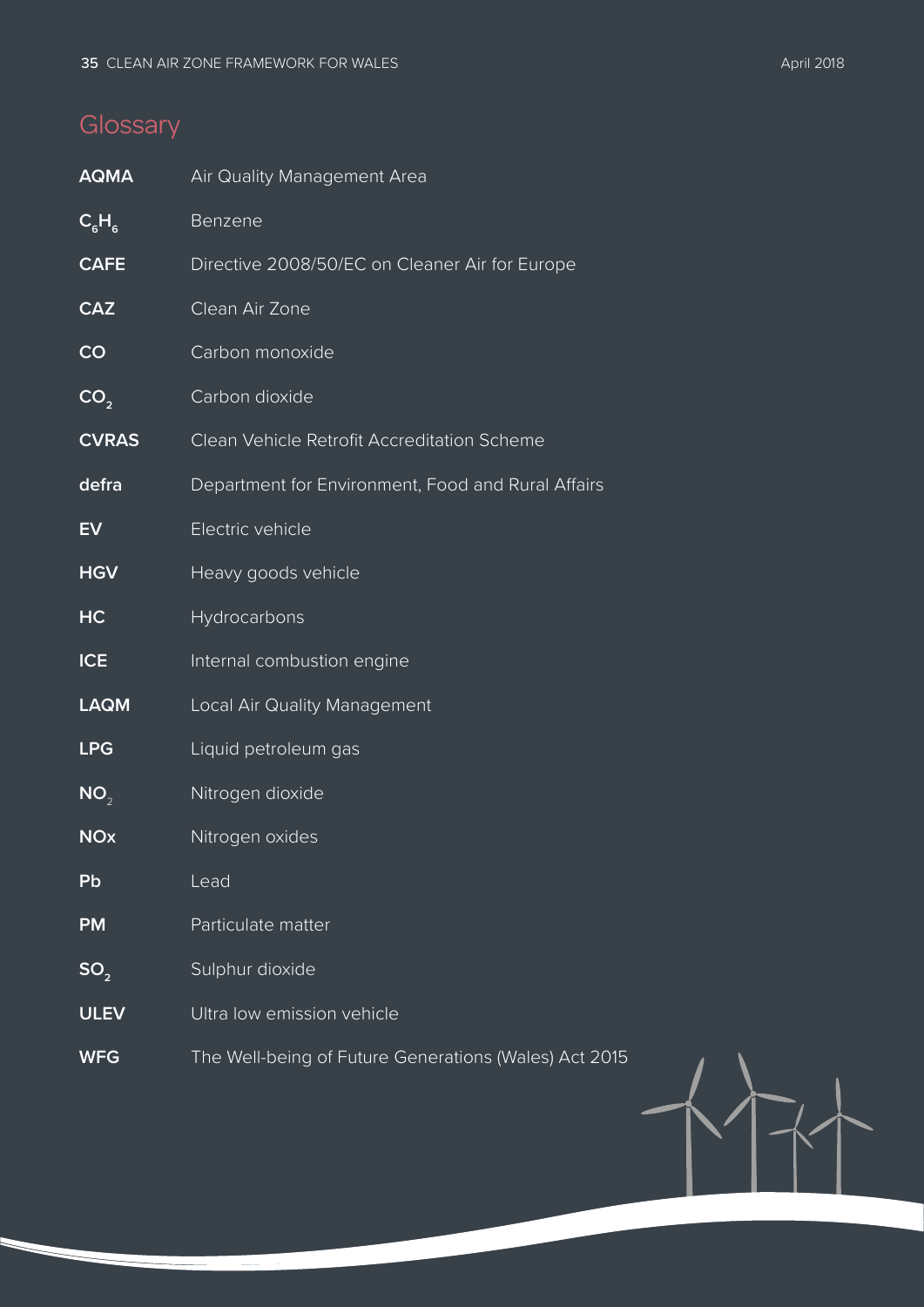## Glossary

| | |
|---|---|
| **AQMA** | Air Quality Management Area |
| **$C_6H_6$** | Benzene |
| **CAFE** | Directive 2008/50/EC on Cleaner Air for Europe |
| **CAZ** | Clean Air Zone |
| **CO** | Carbon monoxide |
| **$CO_2$** | Carbon dioxide |
| **CVRAS** | Clean Vehicle Retrofit Accreditation Scheme |
| **defra** | Department for Environment, Food and Rural Affairs |
| **EV** | Electric vehicle |
| **HGV** | Heavy goods vehicle |
| **HC** | Hydrocarbons |
| **ICE** | Internal combustion engine |
| **LAQM** | Local Air Quality Management |
| **LPG** | Liquid petroleum gas |
| **$NO_2$** | Nitrogen dioxide |
| **NOx** | Nitrogen oxides |
| **Pb** | Lead |
| **PM** | Particulate matter |
| **$SO_2$** | Sulphur dioxide |
| **ULEV** | Ultra low emission vehicle |
| **WFG** | The Well-being of Future Generations (Wales) Act 2015 |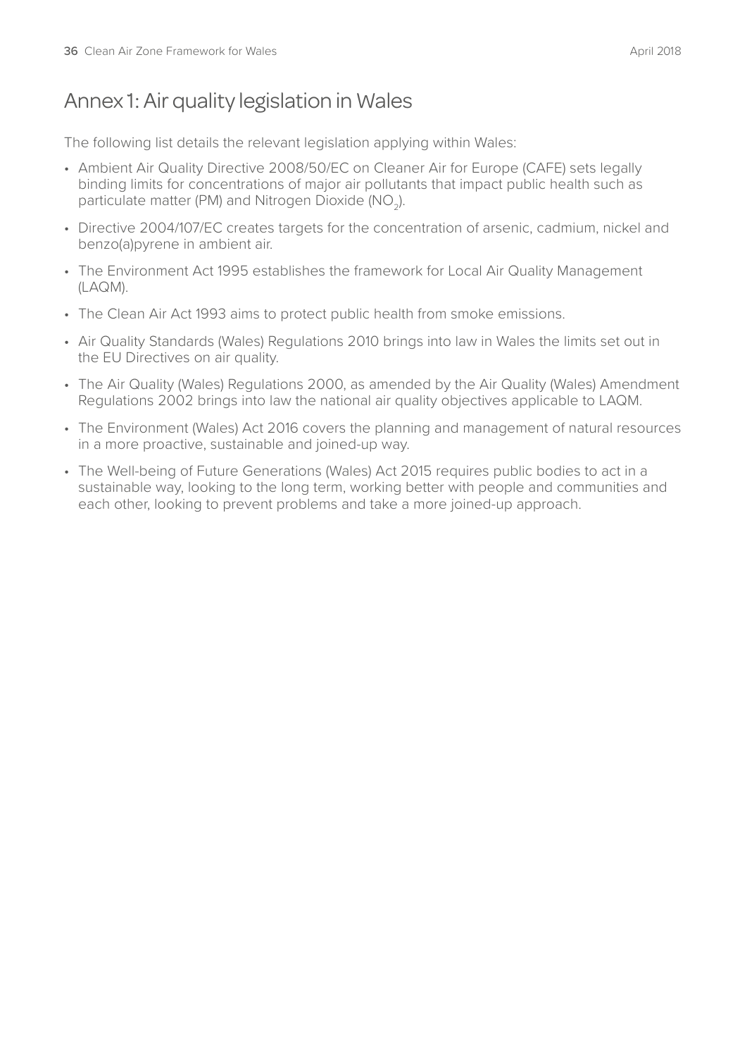# Annex 1: Air quality legislation in Wales

The following list details the relevant legislation applying within Wales:

- Ambient Air Quality Directive 2008/50/EC on Cleaner Air for Europe (CAFE) sets legally binding limits for concentrations of major air pollutants that impact public health such as particulate matter (PM) and Nitrogen Dioxide ($NO_2$).
- Directive 2004/107/EC creates targets for the concentration of arsenic, cadmium, nickel and benzo(a)pyrene in ambient air.
- The Environment Act 1995 establishes the framework for Local Air Quality Management (LAQM).
- The Clean Air Act 1993 aims to protect public health from smoke emissions.
- Air Quality Standards (Wales) Regulations 2010 brings into law in Wales the limits set out in the EU Directives on air quality.
- The Air Quality (Wales) Regulations 2000, as amended by the Air Quality (Wales) Amendment Regulations 2002 brings into law the national air quality objectives applicable to LAQM.
- The Environment (Wales) Act 2016 covers the planning and management of natural resources in a more proactive, sustainable and joined-up way.
- The Well-being of Future Generations (Wales) Act 2015 requires public bodies to act in a sustainable way, looking to the long term, working better with people and communities and each other, looking to prevent problems and take a more joined-up approach.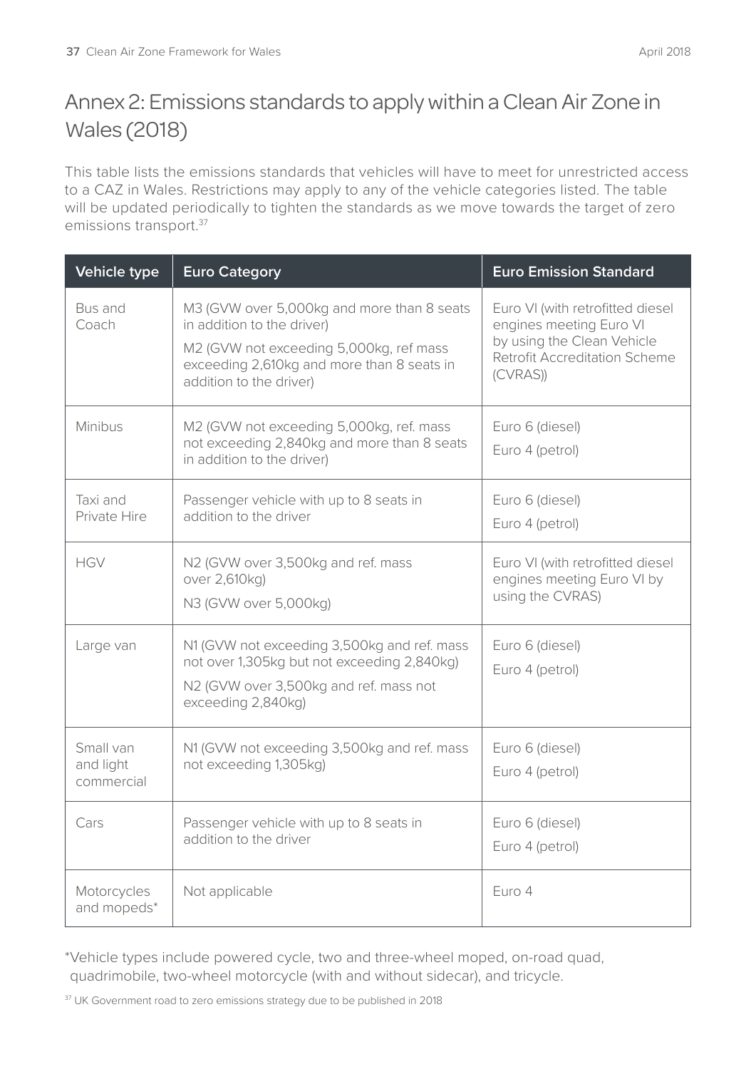## Annex 2: Emissions standards to apply within a Clean Air Zone in Wales (2018)

This table lists the emissions standards that vehicles will have to meet for unrestricted access to a CAZ in Wales. Restrictions may apply to any of the vehicle categories listed. The table will be updated periodically to tighten the standards as we move towards the target of zero emissions transport.[37]

| Vehicle type | Euro Category | Euro Emission Standard |
|---|---|---|
| Bus and Coach | M3 (GVW over 5,000kg and more than 8 seats in addition to the driver)<br>M2 (GVW not exceeding 5,000kg, ref mass exceeding 2,610kg and more than 8 seats in addition to the driver) | Euro VI (with retrofitted diesel engines meeting Euro VI by using the Clean Vehicle Retrofit Accreditation Scheme (CVRAS)) |
| Minibus | M2 (GVW not exceeding 5,000kg, ref. mass not exceeding 2,840kg and more than 8 seats in addition to the driver) | Euro 6 (diesel)<br>Euro 4 (petrol) |
| Taxi and Private Hire | Passenger vehicle with up to 8 seats in addition to the driver | Euro 6 (diesel)<br>Euro 4 (petrol) |
| HGV | N2 (GVW over 3,500kg and ref. mass over 2,610kg)<br>N3 (GVW over 5,000kg) | Euro VI (with retrofitted diesel engines meeting Euro VI by using the CVRAS) |
| Large van | N1 (GVW not exceeding 3,500kg and ref. mass not over 1,305kg but not exceeding 2,840kg)<br>N2 (GVW over 3,500kg and ref. mass not exceeding 2,840kg) | Euro 6 (diesel)<br>Euro 4 (petrol) |
| Small van and light commercial | N1 (GVW not exceeding 3,500kg and ref. mass not exceeding 1,305kg) | Euro 6 (diesel)<br>Euro 4 (petrol) |
| Cars | Passenger vehicle with up to 8 seats in addition to the driver | Euro 6 (diesel)<br>Euro 4 (petrol) |
| Motorcycles and mopeds* | Not applicable | Euro 4 |

*Vehicle types include powered cycle, two and three-wheel moped, on-road quad, quadrimobile, two-wheel motorcycle (with and without sidecar), and tricycle.

[37] UK Government road to zero emissions strategy due to be published in 2018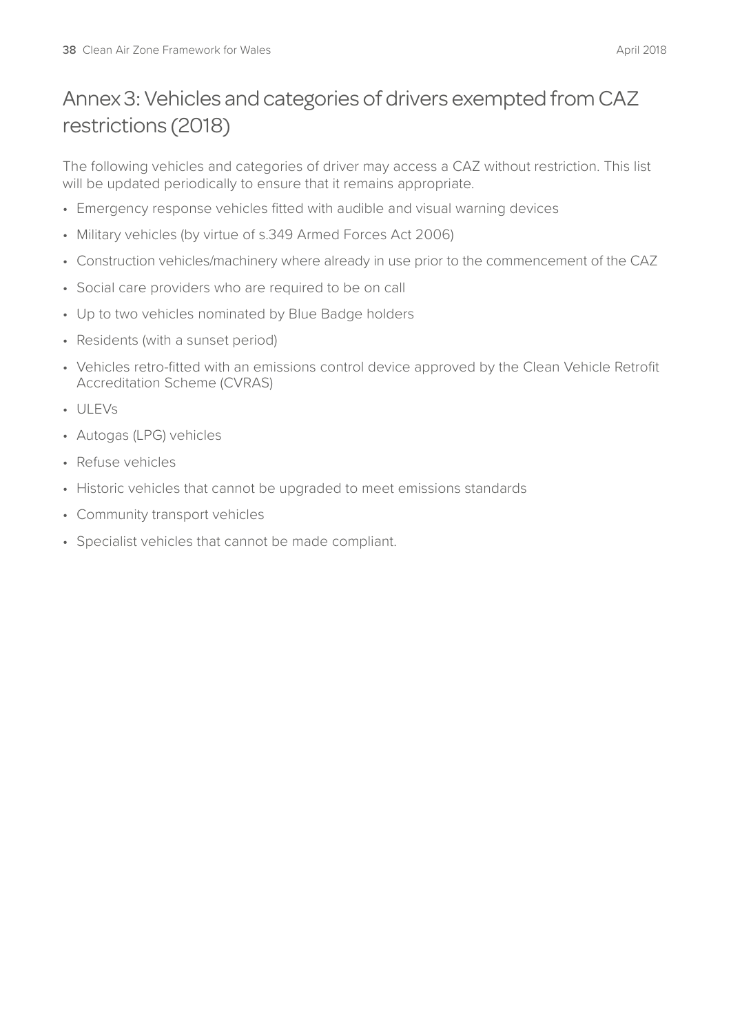# Annex 3: Vehicles and categories of drivers exempted from CAZ restrictions (2018)

The following vehicles and categories of driver may access a CAZ without restriction. This list will be updated periodically to ensure that it remains appropriate.

- Emergency response vehicles fitted with audible and visual warning devices
- Military vehicles (by virtue of s.349 Armed Forces Act 2006)
- Construction vehicles/machinery where already in use prior to the commencement of the CAZ
- Social care providers who are required to be on call
- Up to two vehicles nominated by Blue Badge holders
- Residents (with a sunset period)
- Vehicles retro-fitted with an emissions control device approved by the Clean Vehicle Retrofit Accreditation Scheme (CVRAS)
- ULEVs
- Autogas (LPG) vehicles
- Refuse vehicles
- Historic vehicles that cannot be upgraded to meet emissions standards
- Community transport vehicles
- Specialist vehicles that cannot be made compliant.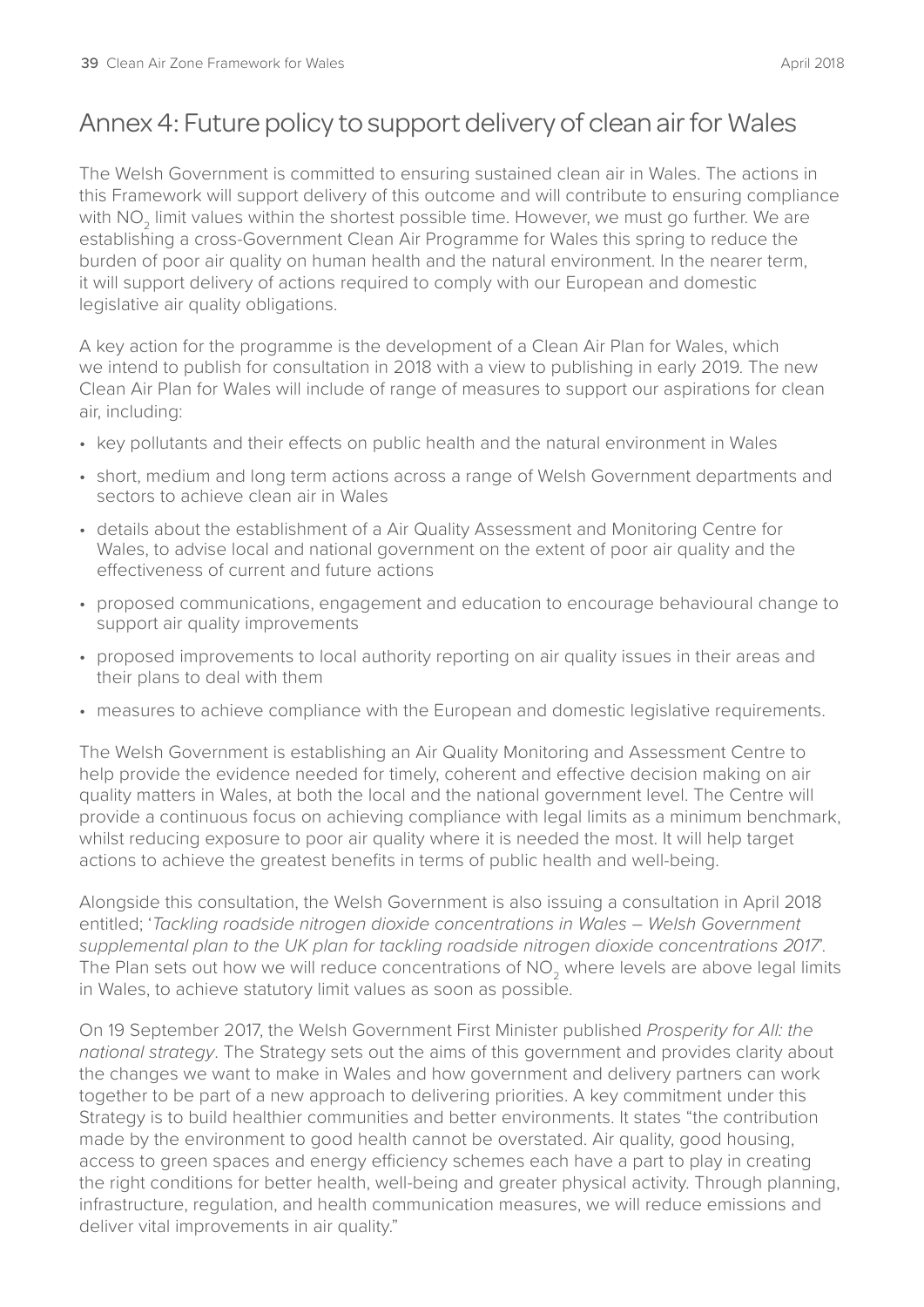## Annex 4: Future policy to support delivery of clean air for Wales

The Welsh Government is committed to ensuring sustained clean air in Wales. The actions in this Framework will support delivery of this outcome and will contribute to ensuring compliance with $NO_2$ limit values within the shortest possible time. However, we must go further. We are establishing a cross-Government Clean Air Programme for Wales this spring to reduce the burden of poor air quality on human health and the natural environment. In the nearer term, it will support delivery of actions required to comply with our European and domestic legislative air quality obligations.

A key action for the programme is the development of a Clean Air Plan for Wales, which we intend to publish for consultation in 2018 with a view to publishing in early 2019. The new Clean Air Plan for Wales will include of range of measures to support our aspirations for clean air, including:

- key pollutants and their effects on public health and the natural environment in Wales
- short, medium and long term actions across a range of Welsh Government departments and sectors to achieve clean air in Wales
- details about the establishment of a Air Quality Assessment and Monitoring Centre for Wales, to advise local and national government on the extent of poor air quality and the effectiveness of current and future actions
- proposed communications, engagement and education to encourage behavioural change to support air quality improvements
- proposed improvements to local authority reporting on air quality issues in their areas and their plans to deal with them
- measures to achieve compliance with the European and domestic legislative requirements.

The Welsh Government is establishing an Air Quality Monitoring and Assessment Centre to help provide the evidence needed for timely, coherent and effective decision making on air quality matters in Wales, at both the local and the national government level. The Centre will provide a continuous focus on achieving compliance with legal limits as a minimum benchmark, whilst reducing exposure to poor air quality where it is needed the most. It will help target actions to achieve the greatest benefits in terms of public health and well-being.

Alongside this consultation, the Welsh Government is also issuing a consultation in April 2018 entitled; '*Tackling roadside nitrogen dioxide concentrations in Wales – Welsh Government supplemental plan to the UK plan for tackling roadside nitrogen dioxide concentrations 2017*'. The Plan sets out how we will reduce concentrations of $NO_2$ where levels are above legal limits in Wales, to achieve statutory limit values as soon as possible.

On 19 September 2017, the Welsh Government First Minister published *Prosperity for All: the national strategy*. The Strategy sets out the aims of this government and provides clarity about the changes we want to make in Wales and how government and delivery partners can work together to be part of a new approach to delivering priorities. A key commitment under this Strategy is to build healthier communities and better environments. It states "the contribution made by the environment to good health cannot be overstated. Air quality, good housing, access to green spaces and energy efficiency schemes each have a part to play in creating the right conditions for better health, well-being and greater physical activity. Through planning, infrastructure, regulation, and health communication measures, we will reduce emissions and deliver vital improvements in air quality."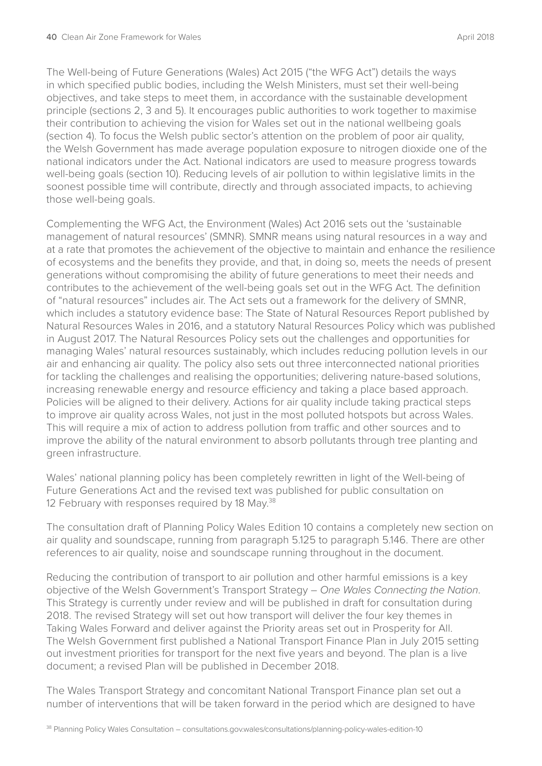The Well-being of Future Generations (Wales) Act 2015 ("the WFG Act") details the ways in which specified public bodies, including the Welsh Ministers, must set their well-being objectives, and take steps to meet them, in accordance with the sustainable development principle (sections 2, 3 and 5). It encourages public authorities to work together to maximise their contribution to achieving the vision for Wales set out in the national wellbeing goals (section 4). To focus the Welsh public sector's attention on the problem of poor air quality, the Welsh Government has made average population exposure to nitrogen dioxide one of the national indicators under the Act. National indicators are used to measure progress towards well-being goals (section 10). Reducing levels of air pollution to within legislative limits in the soonest possible time will contribute, directly and through associated impacts, to achieving those well-being goals.

Complementing the WFG Act, the Environment (Wales) Act 2016 sets out the 'sustainable management of natural resources' (SMNR). SMNR means using natural resources in a way and at a rate that promotes the achievement of the objective to maintain and enhance the resilience of ecosystems and the benefits they provide, and that, in doing so, meets the needs of present generations without compromising the ability of future generations to meet their needs and contributes to the achievement of the well-being goals set out in the WFG Act. The definition of "natural resources" includes air. The Act sets out a framework for the delivery of SMNR, which includes a statutory evidence base: The State of Natural Resources Report published by Natural Resources Wales in 2016, and a statutory Natural Resources Policy which was published in August 2017. The Natural Resources Policy sets out the challenges and opportunities for managing Wales' natural resources sustainably, which includes reducing pollution levels in our air and enhancing air quality. The policy also sets out three interconnected national priorities for tackling the challenges and realising the opportunities; delivering nature-based solutions, increasing renewable energy and resource efficiency and taking a place based approach. Policies will be aligned to their delivery. Actions for air quality include taking practical steps to improve air quality across Wales, not just in the most polluted hotspots but across Wales. This will require a mix of action to address pollution from traffic and other sources and to improve the ability of the natural environment to absorb pollutants through tree planting and green infrastructure.

Wales' national planning policy has been completely rewritten in light of the Well-being of Future Generations Act and the revised text was published for public consultation on 12 February with responses required by 18 May.[38]

The consultation draft of Planning Policy Wales Edition 10 contains a completely new section on air quality and soundscape, running from paragraph 5.125 to paragraph 5.146. There are other references to air quality, noise and soundscape running throughout in the document.

Reducing the contribution of transport to air pollution and other harmful emissions is a key objective of the Welsh Government's Transport Strategy – *One Wales Connecting the Nation*. This Strategy is currently under review and will be published in draft for consultation during 2018. The revised Strategy will set out how transport will deliver the four key themes in Taking Wales Forward and deliver against the Priority areas set out in Prosperity for All. The Welsh Government first published a National Transport Finance Plan in July 2015 setting out investment priorities for transport for the next five years and beyond. The plan is a live document; a revised Plan will be published in December 2018.

The Wales Transport Strategy and concomitant National Transport Finance plan set out a number of interventions that will be taken forward in the period which are designed to have

[38] Planning Policy Wales Consultation – consultations.gov.wales/consultations/planning-policy-wales-edition-10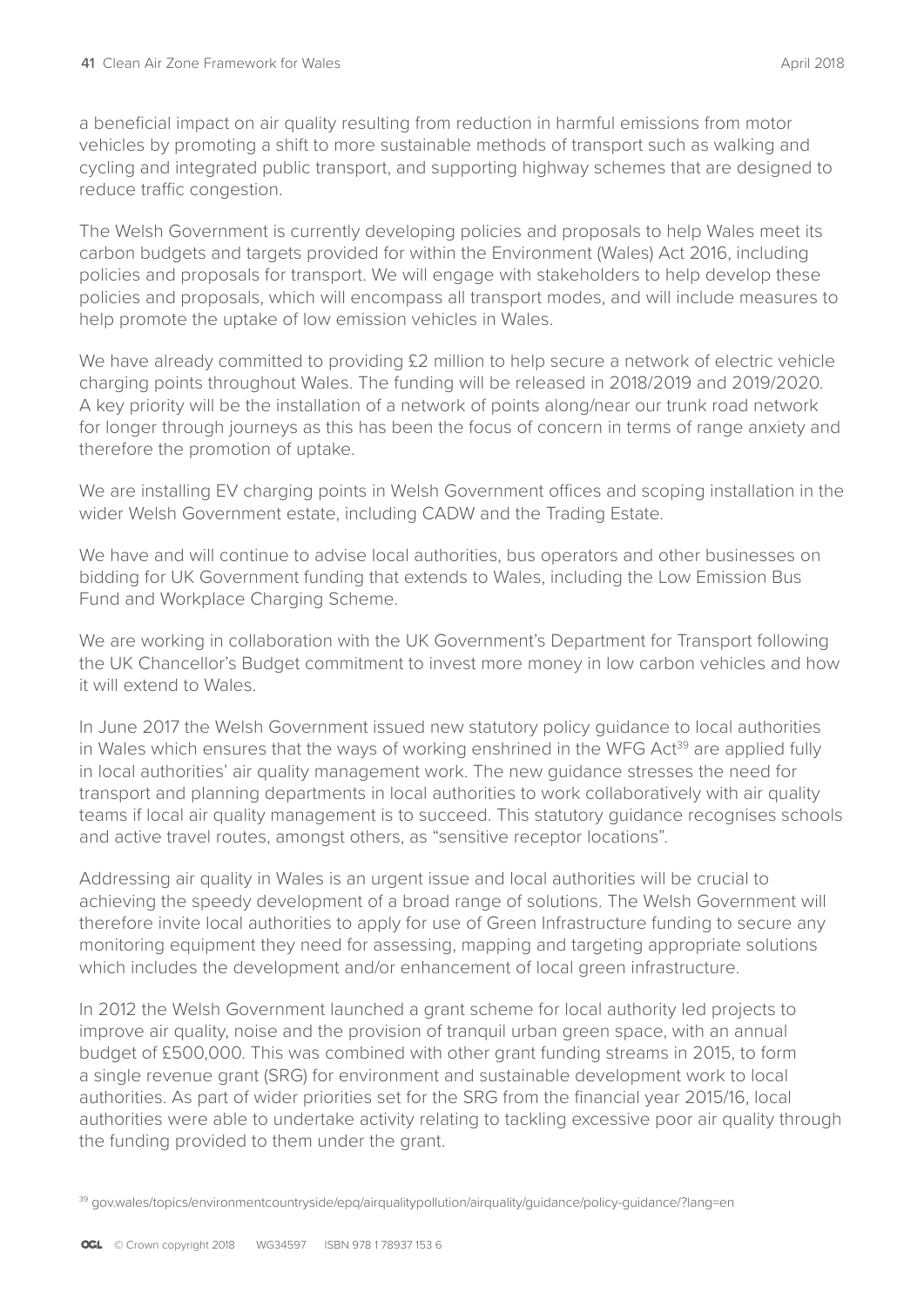a beneficial impact on air quality resulting from reduction in harmful emissions from motor vehicles by promoting a shift to more sustainable methods of transport such as walking and cycling and integrated public transport, and supporting highway schemes that are designed to reduce traffic congestion.

The Welsh Government is currently developing policies and proposals to help Wales meet its carbon budgets and targets provided for within the Environment (Wales) Act 2016, including policies and proposals for transport. We will engage with stakeholders to help develop these policies and proposals, which will encompass all transport modes, and will include measures to help promote the uptake of low emission vehicles in Wales.

We have already committed to providing £2 million to help secure a network of electric vehicle charging points throughout Wales. The funding will be released in 2018/2019 and 2019/2020. A key priority will be the installation of a network of points along/near our trunk road network for longer through journeys as this has been the focus of concern in terms of range anxiety and therefore the promotion of uptake.

We are installing EV charging points in Welsh Government offices and scoping installation in the wider Welsh Government estate, including CADW and the Trading Estate.

We have and will continue to advise local authorities, bus operators and other businesses on bidding for UK Government funding that extends to Wales, including the Low Emission Bus Fund and Workplace Charging Scheme.

We are working in collaboration with the UK Government's Department for Transport following the UK Chancellor's Budget commitment to invest more money in low carbon vehicles and how it will extend to Wales.

In June 2017 the Welsh Government issued new statutory policy guidance to local authorities in Wales which ensures that the ways of working enshrined in the WFG Act[39] are applied fully in local authorities' air quality management work. The new guidance stresses the need for transport and planning departments in local authorities to work collaboratively with air quality teams if local air quality management is to succeed. This statutory guidance recognises schools and active travel routes, amongst others, as "sensitive receptor locations".

Addressing air quality in Wales is an urgent issue and local authorities will be crucial to achieving the speedy development of a broad range of solutions. The Welsh Government will therefore invite local authorities to apply for use of Green Infrastructure funding to secure any monitoring equipment they need for assessing, mapping and targeting appropriate solutions which includes the development and/or enhancement of local green infrastructure.

In 2012 the Welsh Government launched a grant scheme for local authority led projects to improve air quality, noise and the provision of tranquil urban green space, with an annual budget of £500,000. This was combined with other grant funding streams in 2015, to form a single revenue grant (SRG) for environment and sustainable development work to local authorities. As part of wider priorities set for the SRG from the financial year 2015/16, local authorities were able to undertake activity relating to tackling excessive poor air quality through the funding provided to them under the grant.

[39] gov.wales/topics/environmentcountryside/epq/airqualitypollution/airquality/guidance/policy-guidance/?lang=en

© Crown copyright 2018 WG34597 ISBN 978 1 78937 153 6